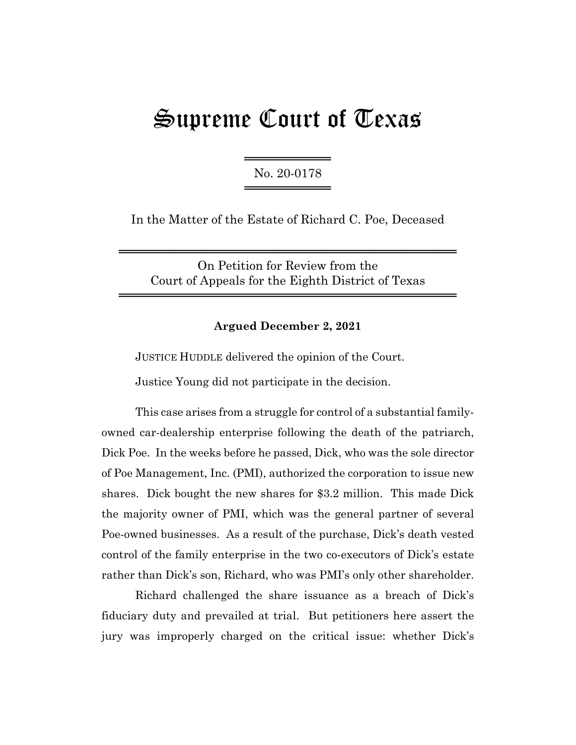# Supreme Court of Texas

No. 20-0178

In the Matter of the Estate of Richard C. Poe, Deceased

On Petition for Review from the
Court of Appeals for the Eighth District of Texas

**Argued December 2, 2021**

JUSTICE HUDDLE delivered the opinion of the Court.

Justice Young did not participate in the decision.

This case arises from a struggle for control of a substantial family-owned car-dealership enterprise following the death of the patriarch, Dick Poe. In the weeks before he passed, Dick, who was the sole director of Poe Management, Inc. (PMI), authorized the corporation to issue new shares. Dick bought the new shares for $3.2 million. This made Dick the majority owner of PMI, which was the general partner of several Poe-owned businesses. As a result of the purchase, Dick's death vested control of the family enterprise in the two co-executors of Dick's estate rather than Dick's son, Richard, who was PMI's only other shareholder.

Richard challenged the share issuance as a breach of Dick's fiduciary duty and prevailed at trial. But petitioners here assert the jury was improperly charged on the critical issue: whether Dick's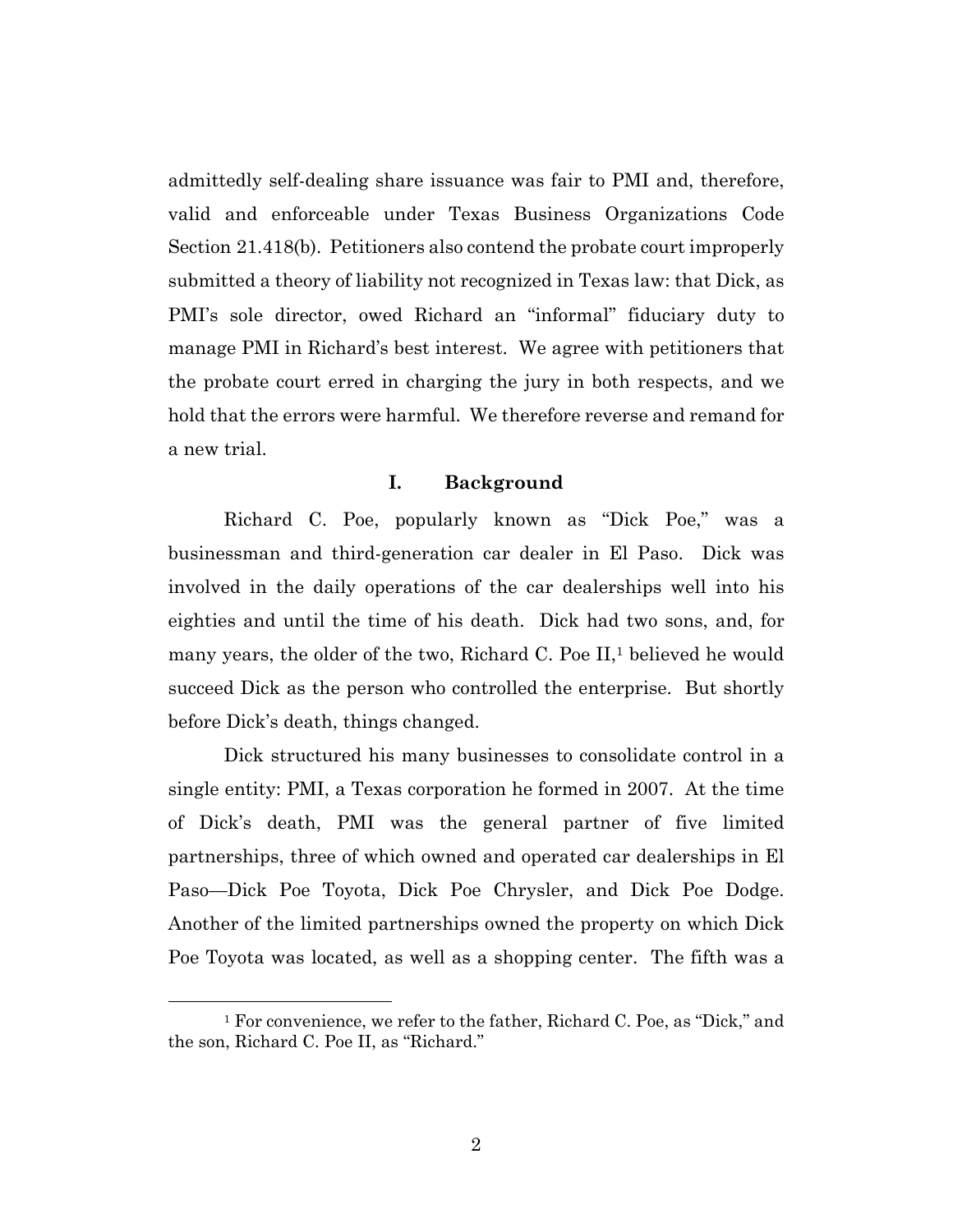admittedly self-dealing share issuance was fair to PMI and, therefore, valid and enforceable under Texas Business Organizations Code Section 21.418(b). Petitioners also contend the probate court improperly submitted a theory of liability not recognized in Texas law: that Dick, as PMI's sole director, owed Richard an "informal" fiduciary duty to manage PMI in Richard's best interest. We agree with petitioners that the probate court erred in charging the jury in both respects, and we hold that the errors were harmful. We therefore reverse and remand for a new trial.

## I. Background

Richard C. Poe, popularly known as "Dick Poe," was a businessman and third-generation car dealer in El Paso. Dick was involved in the daily operations of the car dealerships well into his eighties and until the time of his death. Dick had two sons, and, for many years, the older of the two, Richard C. Poe II,[1] believed he would succeed Dick as the person who controlled the enterprise. But shortly before Dick's death, things changed.

Dick structured his many businesses to consolidate control in a single entity: PMI, a Texas corporation he formed in 2007. At the time of Dick's death, PMI was the general partner of five limited partnerships, three of which owned and operated car dealerships in El Paso—Dick Poe Toyota, Dick Poe Chrysler, and Dick Poe Dodge. Another of the limited partnerships owned the property on which Dick Poe Toyota was located, as well as a shopping center. The fifth was a

[1] For convenience, we refer to the father, Richard C. Poe, as "Dick," and the son, Richard C. Poe II, as "Richard."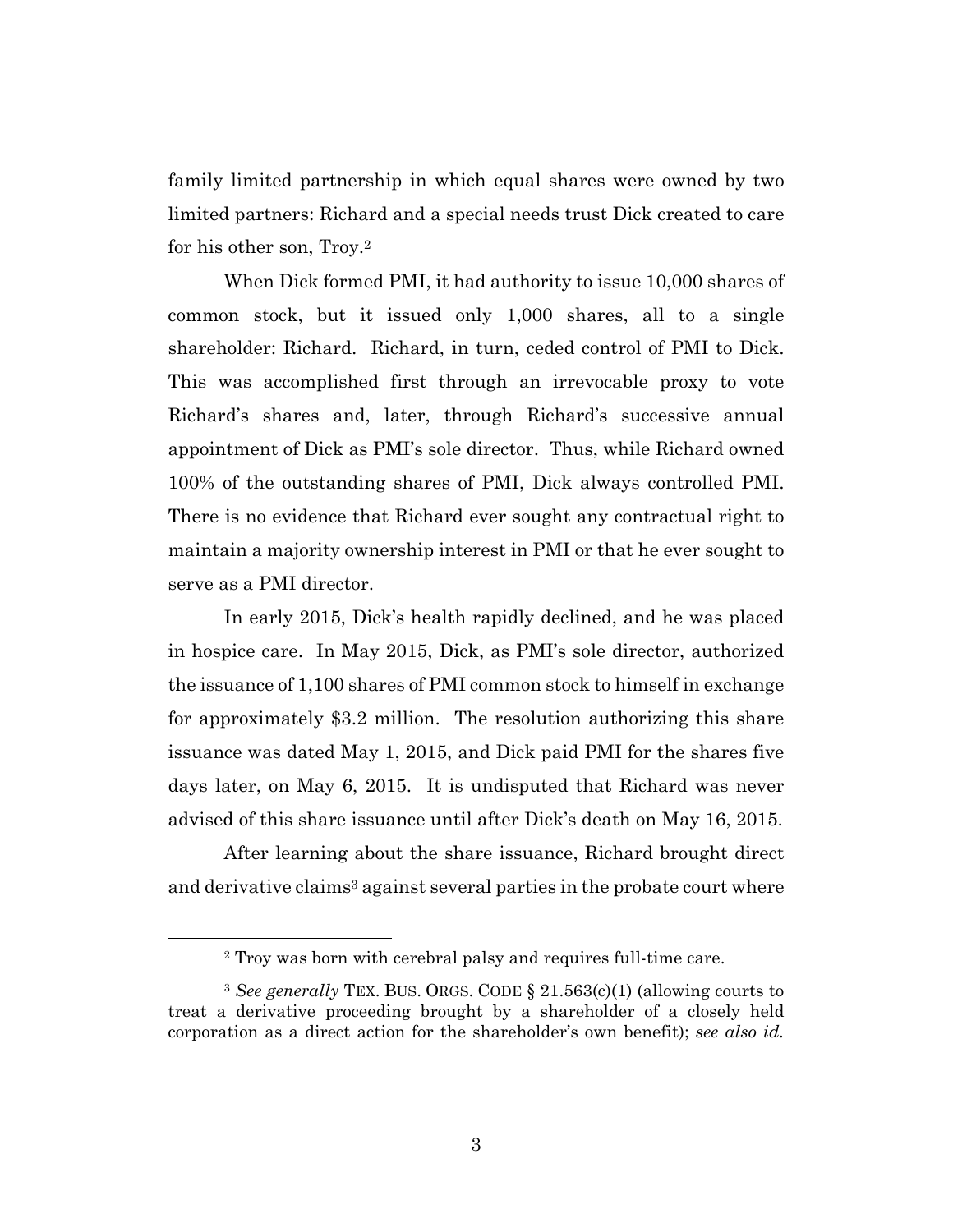family limited partnership in which equal shares were owned by two limited partners: Richard and a special needs trust Dick created to care for his other son, Troy.[2]

When Dick formed PMI, it had authority to issue 10,000 shares of common stock, but it issued only 1,000 shares, all to a single shareholder: Richard. Richard, in turn, ceded control of PMI to Dick. This was accomplished first through an irrevocable proxy to vote Richard's shares and, later, through Richard's successive annual appointment of Dick as PMI's sole director. Thus, while Richard owned 100% of the outstanding shares of PMI, Dick always controlled PMI. There is no evidence that Richard ever sought any contractual right to maintain a majority ownership interest in PMI or that he ever sought to serve as a PMI director.

In early 2015, Dick's health rapidly declined, and he was placed in hospice care. In May 2015, Dick, as PMI's sole director, authorized the issuance of 1,100 shares of PMI common stock to himself in exchange for approximately $3.2 million. The resolution authorizing this share issuance was dated May 1, 2015, and Dick paid PMI for the shares five days later, on May 6, 2015. It is undisputed that Richard was never advised of this share issuance until after Dick's death on May 16, 2015.

After learning about the share issuance, Richard brought direct and derivative claims[3] against several parties in the probate court where

---

[2] Troy was born with cerebral palsy and requires full-time care.

[3] *See generally* TEX. BUS. ORGS. CODE § 21.563(c)(1) (allowing courts to treat a derivative proceeding brought by a shareholder of a closely held corporation as a direct action for the shareholder's own benefit); *see also id.*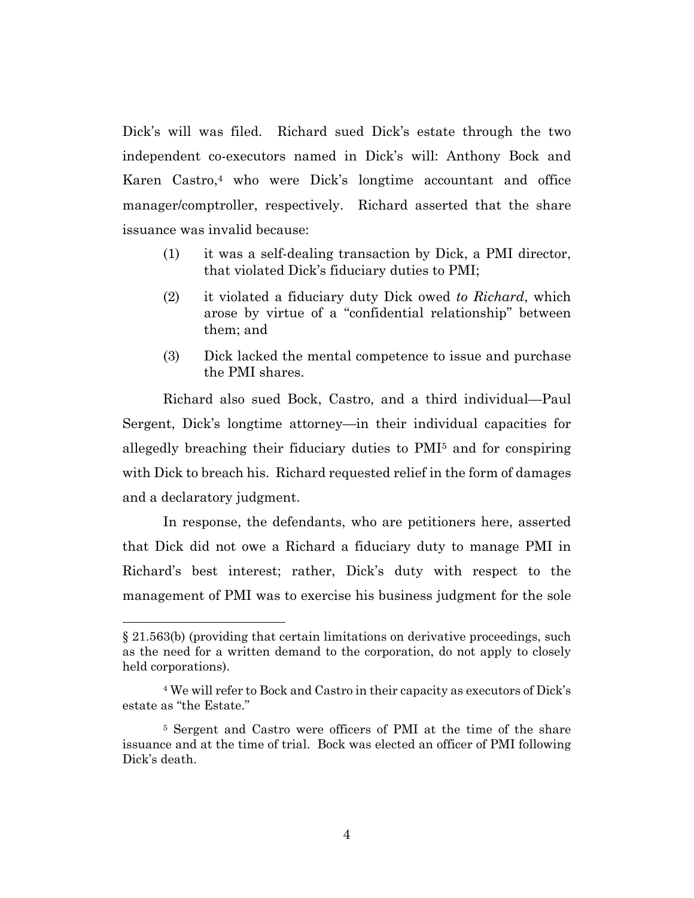Dick's will was filed. Richard sued Dick's estate through the two independent co-executors named in Dick's will: Anthony Bock and Karen Castro,[4] who were Dick's longtime accountant and office manager/comptroller, respectively. Richard asserted that the share issuance was invalid because:

(1) it was a self-dealing transaction by Dick, a PMI director, that violated Dick's fiduciary duties to PMI;

(2) it violated a fiduciary duty Dick owed *to Richard*, which arose by virtue of a "confidential relationship" between them; and

(3) Dick lacked the mental competence to issue and purchase the PMI shares.

Richard also sued Bock, Castro, and a third individual—Paul Sergent, Dick's longtime attorney—in their individual capacities for allegedly breaching their fiduciary duties to PMI[5] and for conspiring with Dick to breach his. Richard requested relief in the form of damages and a declaratory judgment.

In response, the defendants, who are petitioners here, asserted that Dick did not owe a Richard a fiduciary duty to manage PMI in Richard's best interest; rather, Dick's duty with respect to the management of PMI was to exercise his business judgment for the sole

---

§ 21.563(b) (providing that certain limitations on derivative proceedings, such as the need for a written demand to the corporation, do not apply to closely held corporations).

[4] We will refer to Bock and Castro in their capacity as executors of Dick's estate as "the Estate."

[5] Sergent and Castro were officers of PMI at the time of the share issuance and at the time of trial. Bock was elected an officer of PMI following Dick's death.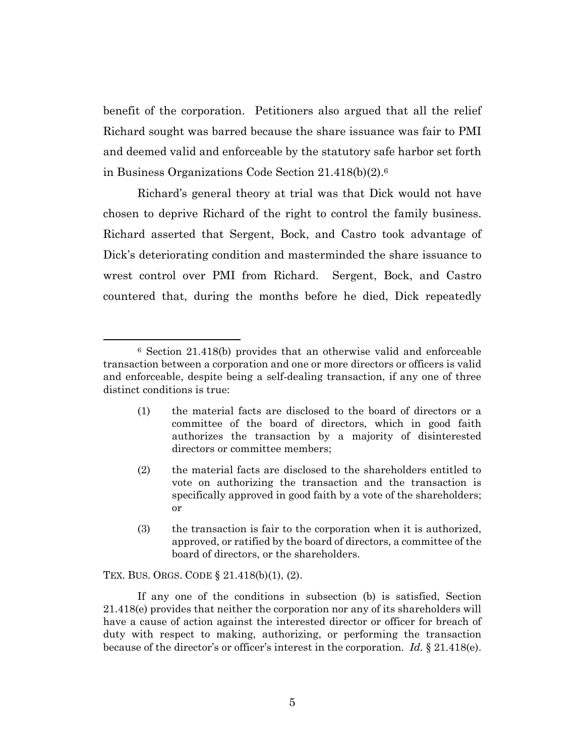benefit of the corporation. Petitioners also argued that all the relief Richard sought was barred because the share issuance was fair to PMI and deemed valid and enforceable by the statutory safe harbor set forth in Business Organizations Code Section 21.418(b)(2).[6]

Richard's general theory at trial was that Dick would not have chosen to deprive Richard of the right to control the family business. Richard asserted that Sergent, Bock, and Castro took advantage of Dick's deteriorating condition and masterminded the share issuance to wrest control over PMI from Richard. Sergent, Bock, and Castro countered that, during the months before he died, Dick repeatedly

---

[6] Section 21.418(b) provides that an otherwise valid and enforceable transaction between a corporation and one or more directors or officers is valid and enforceable, despite being a self-dealing transaction, if any one of three distinct conditions is true:

> (1) the material facts are disclosed to the board of directors or a committee of the board of directors, which in good faith authorizes the transaction by a majority of disinterested directors or committee members;
>
> (2) the material facts are disclosed to the shareholders entitled to vote on authorizing the transaction and the transaction is specifically approved in good faith by a vote of the shareholders; or
>
> (3) the transaction is fair to the corporation when it is authorized, approved, or ratified by the board of directors, a committee of the board of directors, or the shareholders.

TEX. BUS. ORGS. CODE § 21.418(b)(1), (2).

If any one of the conditions in subsection (b) is satisfied, Section 21.418(e) provides that neither the corporation nor any of its shareholders will have a cause of action against the interested director or officer for breach of duty with respect to making, authorizing, or performing the transaction because of the director's or officer's interest in the corporation. *Id.* § 21.418(e).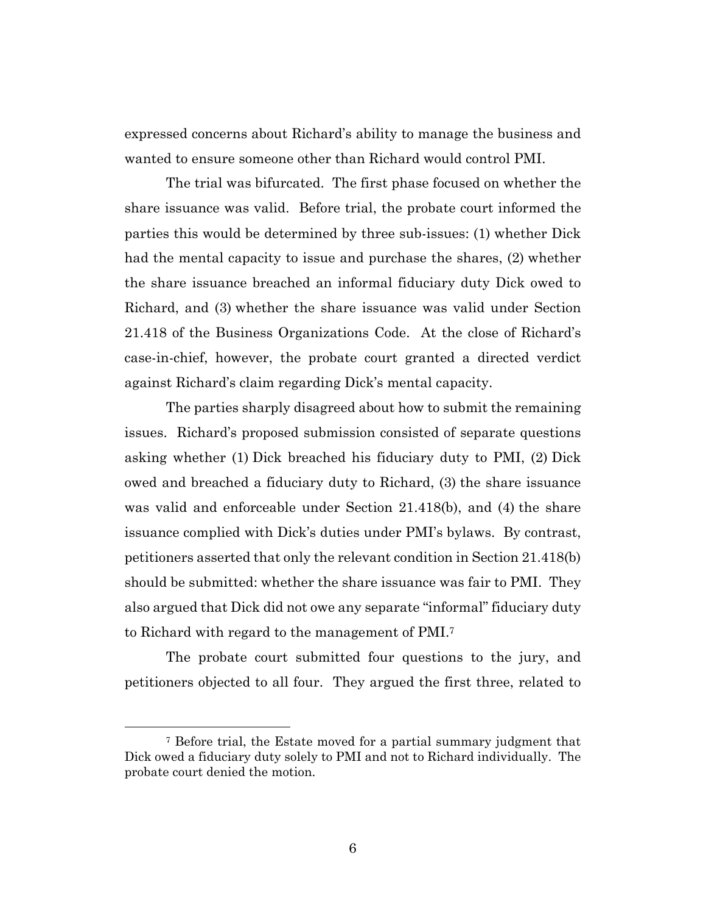expressed concerns about Richard's ability to manage the business and wanted to ensure someone other than Richard would control PMI.

The trial was bifurcated. The first phase focused on whether the share issuance was valid. Before trial, the probate court informed the parties this would be determined by three sub-issues: (1) whether Dick had the mental capacity to issue and purchase the shares, (2) whether the share issuance breached an informal fiduciary duty Dick owed to Richard, and (3) whether the share issuance was valid under Section 21.418 of the Business Organizations Code. At the close of Richard's case-in-chief, however, the probate court granted a directed verdict against Richard's claim regarding Dick's mental capacity.

The parties sharply disagreed about how to submit the remaining issues. Richard's proposed submission consisted of separate questions asking whether (1) Dick breached his fiduciary duty to PMI, (2) Dick owed and breached a fiduciary duty to Richard, (3) the share issuance was valid and enforceable under Section 21.418(b), and (4) the share issuance complied with Dick's duties under PMI's bylaws. By contrast, petitioners asserted that only the relevant condition in Section 21.418(b) should be submitted: whether the share issuance was fair to PMI. They also argued that Dick did not owe any separate "informal" fiduciary duty to Richard with regard to the management of PMI.[7]

The probate court submitted four questions to the jury, and petitioners objected to all four. They argued the first three, related to

[7] Before trial, the Estate moved for a partial summary judgment that Dick owed a fiduciary duty solely to PMI and not to Richard individually. The probate court denied the motion.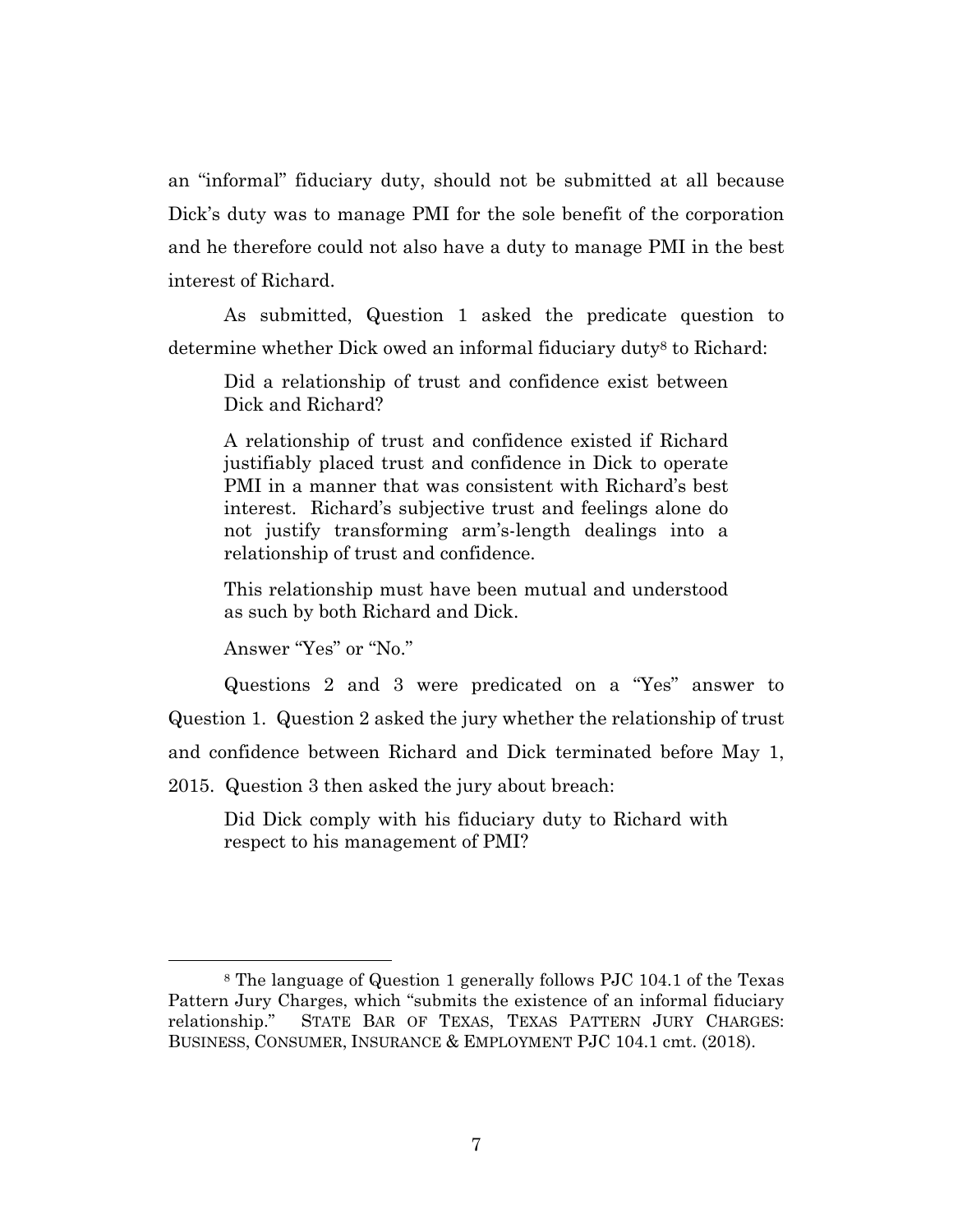an "informal" fiduciary duty, should not be submitted at all because Dick's duty was to manage PMI for the sole benefit of the corporation and he therefore could not also have a duty to manage PMI in the best interest of Richard.

As submitted, Question 1 asked the predicate question to determine whether Dick owed an informal fiduciary duty[8] to Richard:

> Did a relationship of trust and confidence exist between Dick and Richard?
>
> A relationship of trust and confidence existed if Richard justifiably placed trust and confidence in Dick to operate PMI in a manner that was consistent with Richard's best interest. Richard's subjective trust and feelings alone do not justify transforming arm's-length dealings into a relationship of trust and confidence.
>
> This relationship must have been mutual and understood as such by both Richard and Dick.
>
> Answer "Yes" or "No."

Questions 2 and 3 were predicated on a "Yes" answer to Question 1. Question 2 asked the jury whether the relationship of trust and confidence between Richard and Dick terminated before May 1, 2015. Question 3 then asked the jury about breach:

> Did Dick comply with his fiduciary duty to Richard with respect to his management of PMI?

---

[8] The language of Question 1 generally follows PJC 104.1 of the Texas Pattern Jury Charges, which "submits the existence of an informal fiduciary relationship." STATE BAR OF TEXAS, TEXAS PATTERN JURY CHARGES: BUSINESS, CONSUMER, INSURANCE & EMPLOYMENT PJC 104.1 cmt. (2018).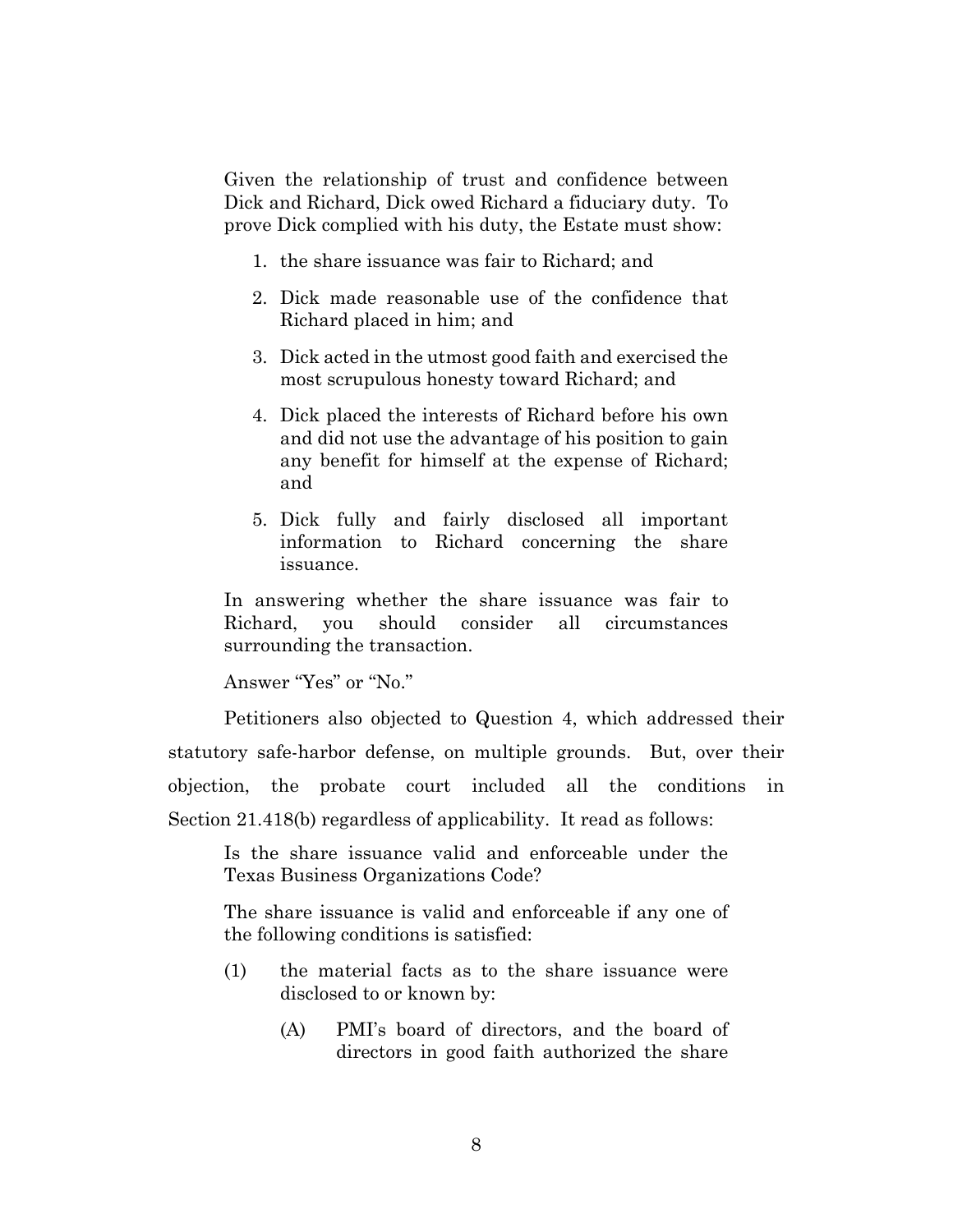> Given the relationship of trust and confidence between Dick and Richard, Dick owed Richard a fiduciary duty. To prove Dick complied with his duty, the Estate must show:
>
> 1. the share issuance was fair to Richard; and
> 2. Dick made reasonable use of the confidence that Richard placed in him; and
> 3. Dick acted in the utmost good faith and exercised the most scrupulous honesty toward Richard; and
> 4. Dick placed the interests of Richard before his own and did not use the advantage of his position to gain any benefit for himself at the expense of Richard; and
> 5. Dick fully and fairly disclosed all important information to Richard concerning the share issuance.
>
> In answering whether the share issuance was fair to Richard, you should consider all circumstances surrounding the transaction.
>
> Answer "Yes" or "No."

Petitioners also objected to Question 4, which addressed their statutory safe-harbor defense, on multiple grounds. But, over their objection, the probate court included all the conditions in Section 21.418(b) regardless of applicability. It read as follows:

> Is the share issuance valid and enforceable under the Texas Business Organizations Code?
>
> The share issuance is valid and enforceable if any one of the following conditions is satisfied:
>
> (1) the material facts as to the share issuance were disclosed to or known by:
>
> (A) PMI's board of directors, and the board of directors in good faith authorized the share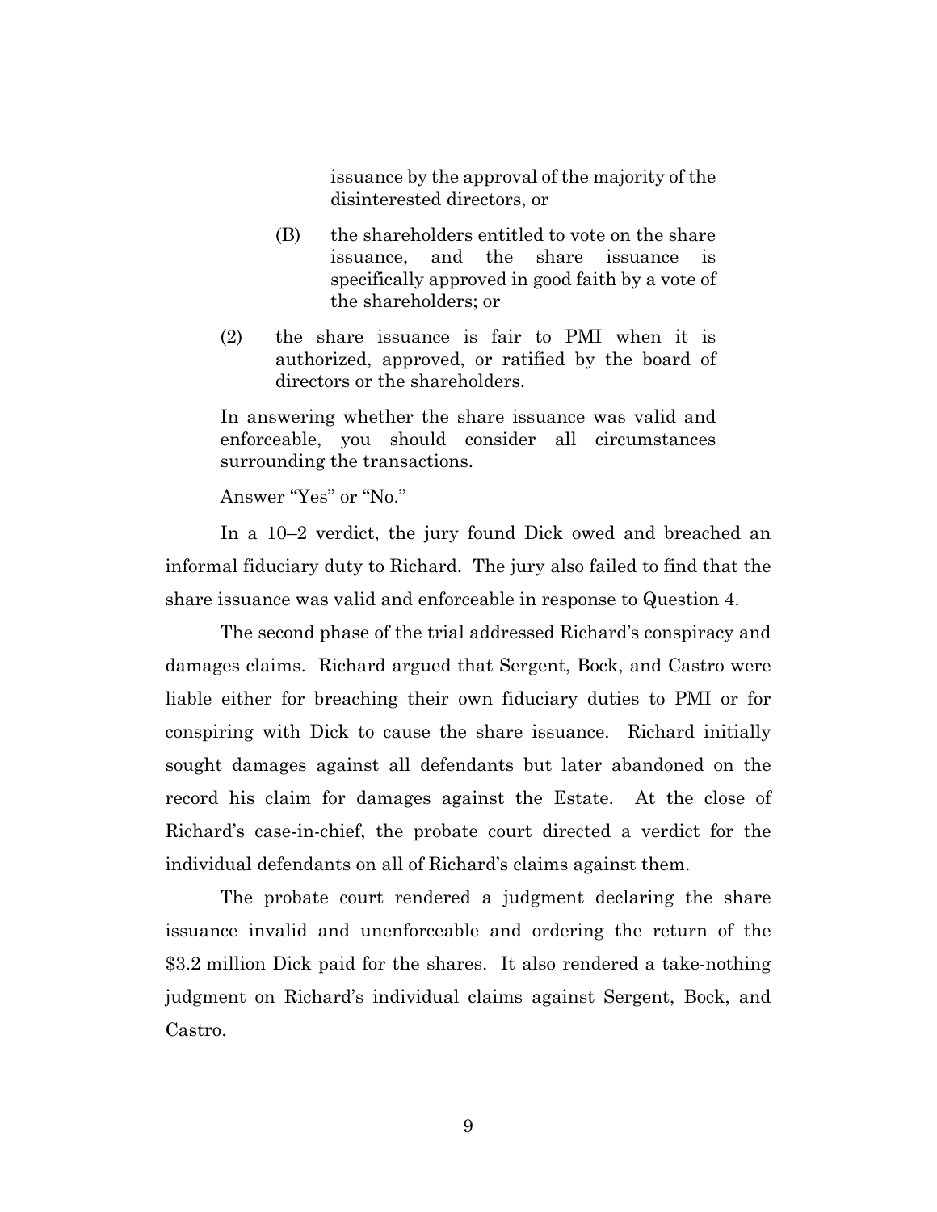issuance by the approval of the majority of the disinterested directors, or

(B) the shareholders entitled to vote on the share issuance, and the share issuance is specifically approved in good faith by a vote of the shareholders; or

(2) the share issuance is fair to PMI when it is authorized, approved, or ratified by the board of directors or the shareholders.

In answering whether the share issuance was valid and enforceable, you should consider all circumstances surrounding the transactions.

Answer "Yes" or "No."

In a 10–2 verdict, the jury found Dick owed and breached an informal fiduciary duty to Richard. The jury also failed to find that the share issuance was valid and enforceable in response to Question 4.

The second phase of the trial addressed Richard's conspiracy and damages claims. Richard argued that Sergent, Bock, and Castro were liable either for breaching their own fiduciary duties to PMI or for conspiring with Dick to cause the share issuance. Richard initially sought damages against all defendants but later abandoned on the record his claim for damages against the Estate. At the close of Richard's case-in-chief, the probate court directed a verdict for the individual defendants on all of Richard's claims against them.

The probate court rendered a judgment declaring the share issuance invalid and unenforceable and ordering the return of the $3.2 million Dick paid for the shares. It also rendered a take-nothing judgment on Richard's individual claims against Sergent, Bock, and Castro.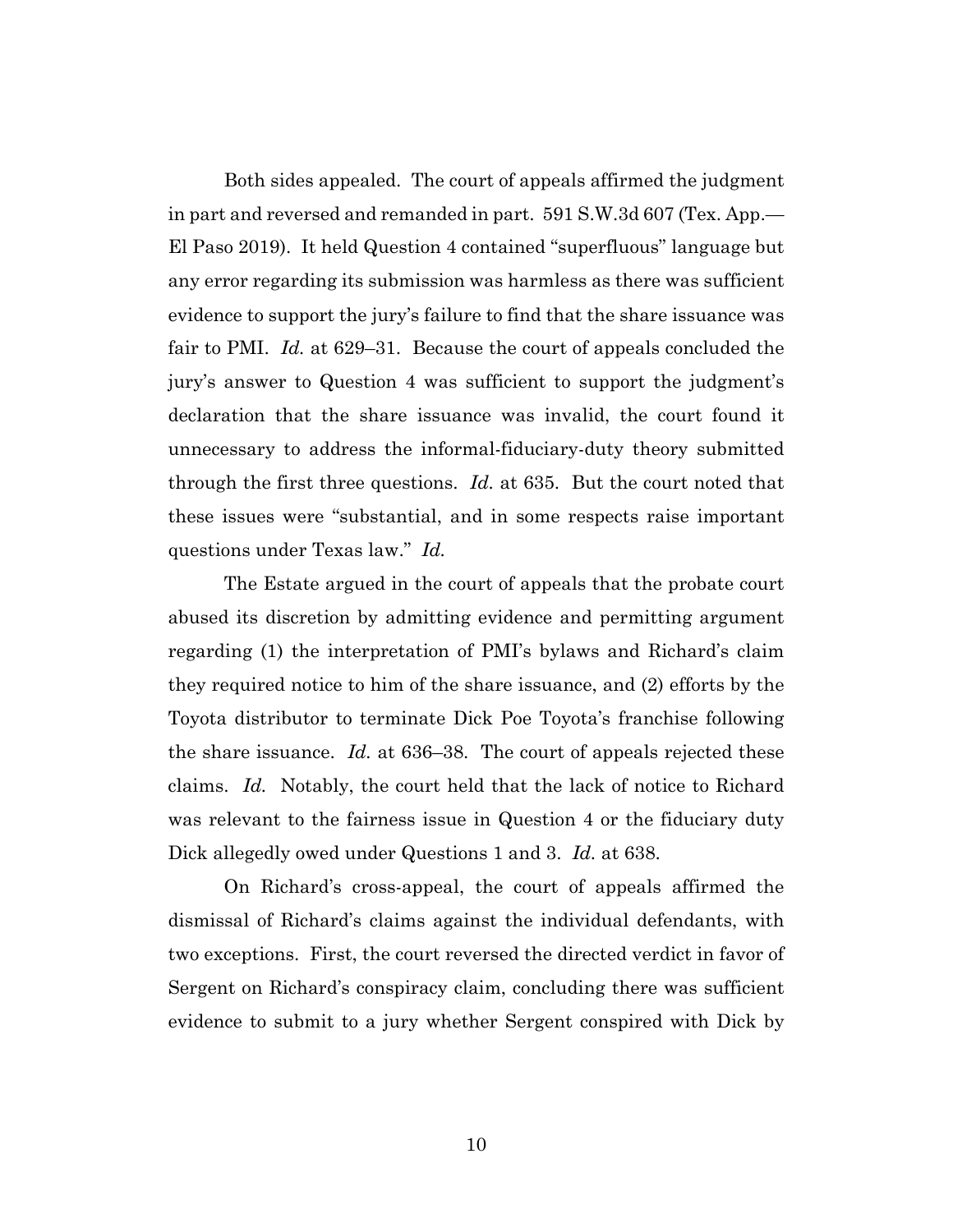Both sides appealed. The court of appeals affirmed the judgment in part and reversed and remanded in part. 591 S.W.3d 607 (Tex. App.—El Paso 2019). It held Question 4 contained "superfluous" language but any error regarding its submission was harmless as there was sufficient evidence to support the jury's failure to find that the share issuance was fair to PMI. *Id.* at 629–31. Because the court of appeals concluded the jury's answer to Question 4 was sufficient to support the judgment's declaration that the share issuance was invalid, the court found it unnecessary to address the informal-fiduciary-duty theory submitted through the first three questions. *Id.* at 635. But the court noted that these issues were "substantial, and in some respects raise important questions under Texas law." *Id.*

The Estate argued in the court of appeals that the probate court abused its discretion by admitting evidence and permitting argument regarding (1) the interpretation of PMI's bylaws and Richard's claim they required notice to him of the share issuance, and (2) efforts by the Toyota distributor to terminate Dick Poe Toyota's franchise following the share issuance. *Id.* at 636–38. The court of appeals rejected these claims. *Id.* Notably, the court held that the lack of notice to Richard was relevant to the fairness issue in Question 4 or the fiduciary duty Dick allegedly owed under Questions 1 and 3. *Id.* at 638.

On Richard's cross-appeal, the court of appeals affirmed the dismissal of Richard's claims against the individual defendants, with two exceptions. First, the court reversed the directed verdict in favor of Sergent on Richard's conspiracy claim, concluding there was sufficient evidence to submit to a jury whether Sergent conspired with Dick by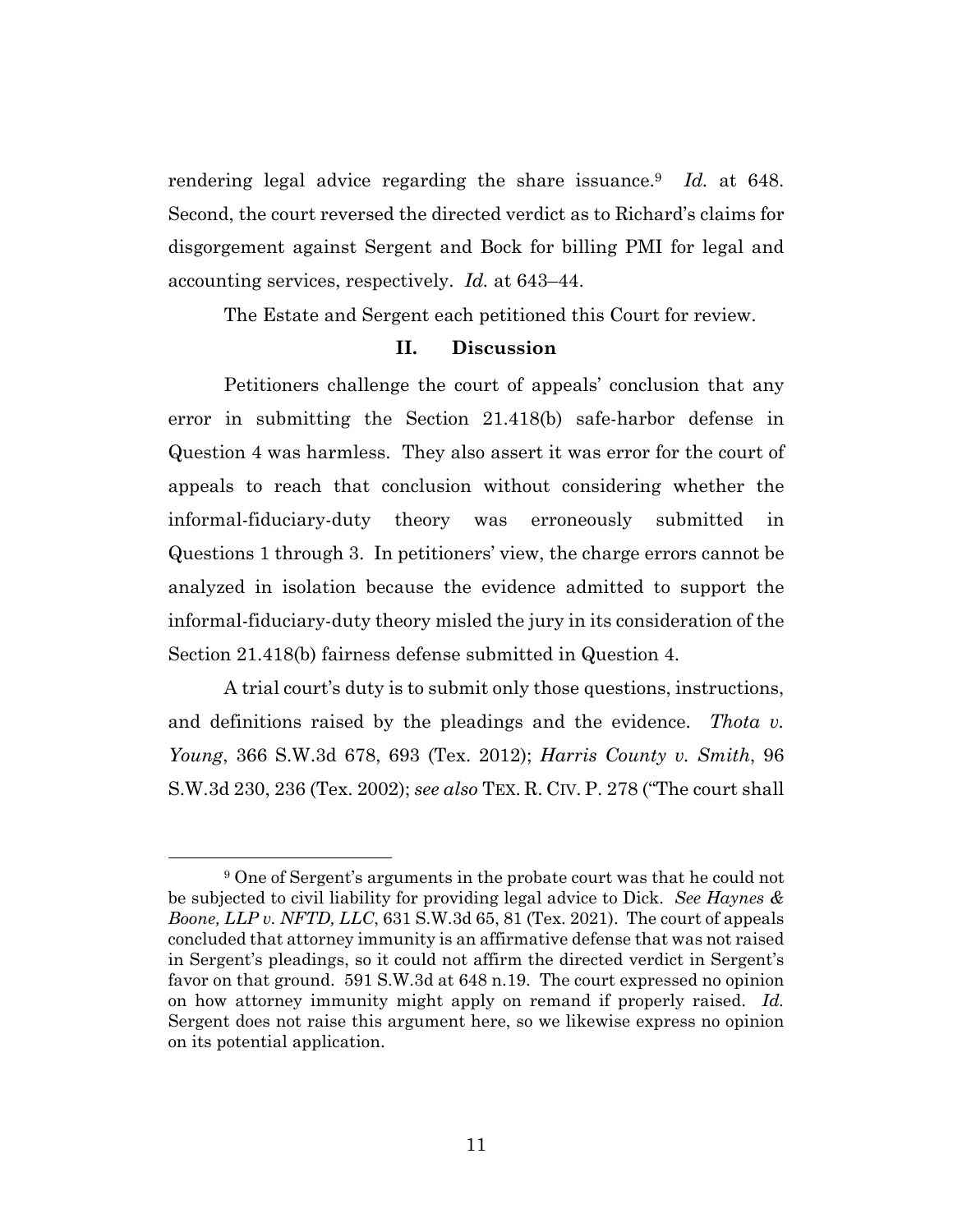rendering legal advice regarding the share issuance.[9] *Id.* at 648. Second, the court reversed the directed verdict as to Richard's claims for disgorgement against Sergent and Bock for billing PMI for legal and accounting services, respectively. *Id.* at 643–44.

The Estate and Sergent each petitioned this Court for review.

## II. Discussion

Petitioners challenge the court of appeals' conclusion that any error in submitting the Section 21.418(b) safe-harbor defense in Question 4 was harmless. They also assert it was error for the court of appeals to reach that conclusion without considering whether the informal-fiduciary-duty theory was erroneously submitted in Questions 1 through 3. In petitioners' view, the charge errors cannot be analyzed in isolation because the evidence admitted to support the informal-fiduciary-duty theory misled the jury in its consideration of the Section 21.418(b) fairness defense submitted in Question 4.

A trial court's duty is to submit only those questions, instructions, and definitions raised by the pleadings and the evidence. *Thota v. Young*, 366 S.W.3d 678, 693 (Tex. 2012); *Harris County v. Smith*, 96 S.W.3d 230, 236 (Tex. 2002); *see also* TEX. R. CIV. P. 278 ("The court shall

---

[9] One of Sergent's arguments in the probate court was that he could not be subjected to civil liability for providing legal advice to Dick. *See Haynes & Boone, LLP v. NFTD, LLC*, 631 S.W.3d 65, 81 (Tex. 2021). The court of appeals concluded that attorney immunity is an affirmative defense that was not raised in Sergent's pleadings, so it could not affirm the directed verdict in Sergent's favor on that ground. 591 S.W.3d at 648 n.19. The court expressed no opinion on how attorney immunity might apply on remand if properly raised. *Id.* Sergent does not raise this argument here, so we likewise express no opinion on its potential application.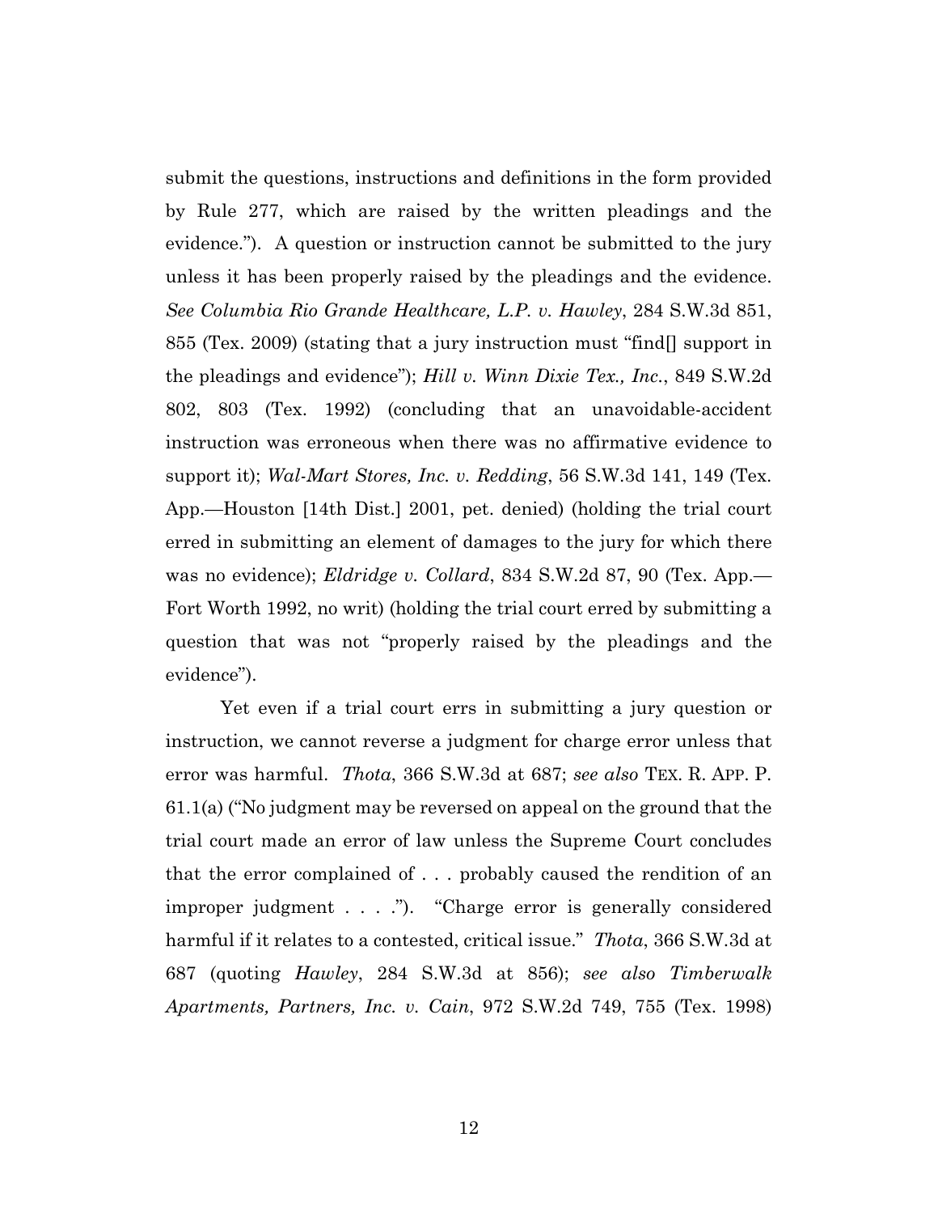submit the questions, instructions and definitions in the form provided by Rule 277, which are raised by the written pleadings and the evidence."). A question or instruction cannot be submitted to the jury unless it has been properly raised by the pleadings and the evidence. *See Columbia Rio Grande Healthcare, L.P. v. Hawley*, 284 S.W.3d 851, 855 (Tex. 2009) (stating that a jury instruction must "find[] support in the pleadings and evidence"); *Hill v. Winn Dixie Tex., Inc.*, 849 S.W.2d 802, 803 (Tex. 1992) (concluding that an unavoidable-accident instruction was erroneous when there was no affirmative evidence to support it); *Wal-Mart Stores, Inc. v. Redding*, 56 S.W.3d 141, 149 (Tex. App.—Houston [14th Dist.] 2001, pet. denied) (holding the trial court erred in submitting an element of damages to the jury for which there was no evidence); *Eldridge v. Collard*, 834 S.W.2d 87, 90 (Tex. App.—Fort Worth 1992, no writ) (holding the trial court erred by submitting a question that was not "properly raised by the pleadings and the evidence").

Yet even if a trial court errs in submitting a jury question or instruction, we cannot reverse a judgment for charge error unless that error was harmful. *Thota*, 366 S.W.3d at 687; *see also* TEX. R. APP. P. 61.1(a) ("No judgment may be reversed on appeal on the ground that the trial court made an error of law unless the Supreme Court concludes that the error complained of . . . probably caused the rendition of an improper judgment . . . ."). "Charge error is generally considered harmful if it relates to a contested, critical issue." *Thota*, 366 S.W.3d at 687 (quoting *Hawley*, 284 S.W.3d at 856); *see also Timberwalk Apartments, Partners, Inc. v. Cain*, 972 S.W.2d 749, 755 (Tex. 1998)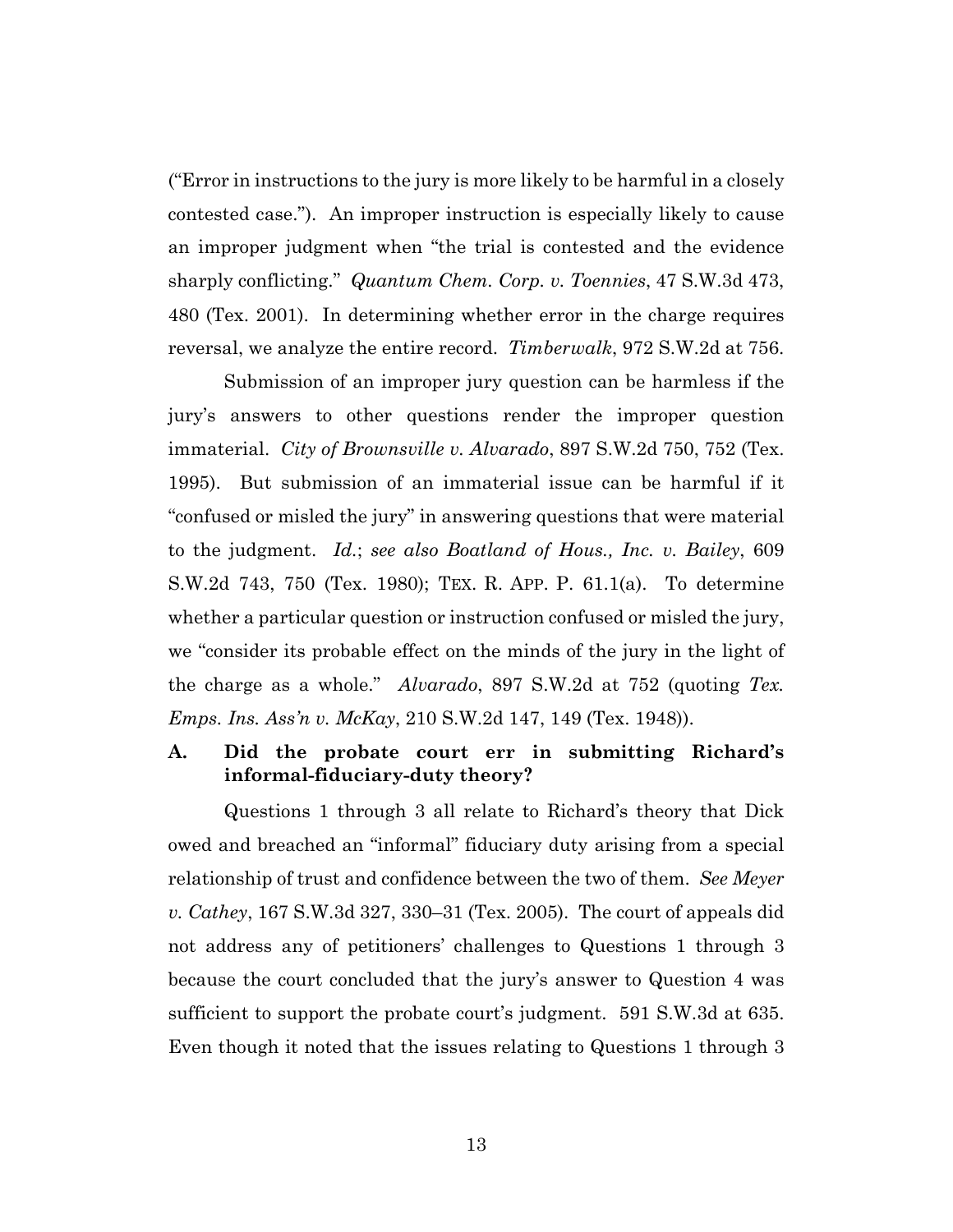("Error in instructions to the jury is more likely to be harmful in a closely contested case."). An improper instruction is especially likely to cause an improper judgment when "the trial is contested and the evidence sharply conflicting." *Quantum Chem. Corp. v. Toennies*, 47 S.W.3d 473, 480 (Tex. 2001). In determining whether error in the charge requires reversal, we analyze the entire record. *Timberwalk*, 972 S.W.2d at 756.

Submission of an improper jury question can be harmless if the jury's answers to other questions render the improper question immaterial. *City of Brownsville v. Alvarado*, 897 S.W.2d 750, 752 (Tex. 1995). But submission of an immaterial issue can be harmful if it "confused or misled the jury" in answering questions that were material to the judgment. *Id.*; *see also Boatland of Hous., Inc. v. Bailey*, 609 S.W.2d 743, 750 (Tex. 1980); TEX. R. APP. P. 61.1(a). To determine whether a particular question or instruction confused or misled the jury, we "consider its probable effect on the minds of the jury in the light of the charge as a whole." *Alvarado*, 897 S.W.2d at 752 (quoting *Tex. Emps. Ins. Ass'n v. McKay*, 210 S.W.2d 147, 149 (Tex. 1948)).

### A. Did the probate court err in submitting Richard's informal-fiduciary-duty theory?

Questions 1 through 3 all relate to Richard's theory that Dick owed and breached an "informal" fiduciary duty arising from a special relationship of trust and confidence between the two of them. *See Meyer v. Cathey*, 167 S.W.3d 327, 330–31 (Tex. 2005). The court of appeals did not address any of petitioners' challenges to Questions 1 through 3 because the court concluded that the jury's answer to Question 4 was sufficient to support the probate court's judgment. 591 S.W.3d at 635. Even though it noted that the issues relating to Questions 1 through 3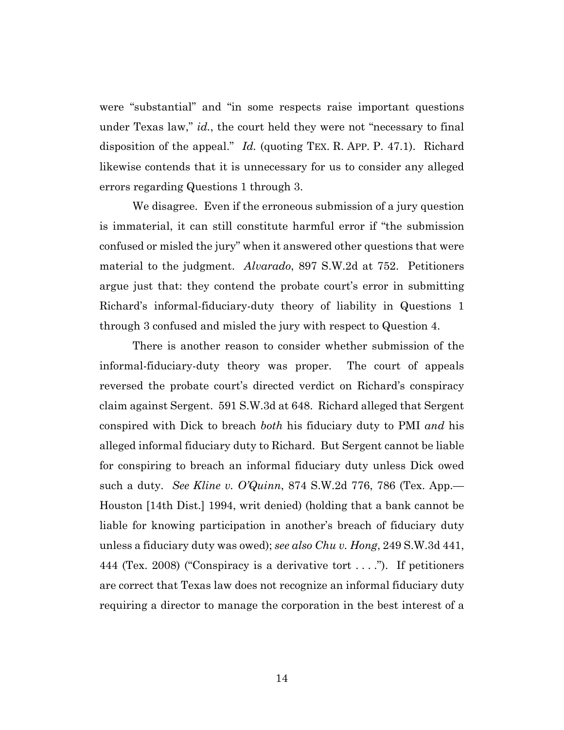were "substantial" and "in some respects raise important questions under Texas law," *id.*, the court held they were not "necessary to final disposition of the appeal." *Id.* (quoting TEX. R. APP. P. 47.1). Richard likewise contends that it is unnecessary for us to consider any alleged errors regarding Questions 1 through 3.

We disagree. Even if the erroneous submission of a jury question is immaterial, it can still constitute harmful error if "the submission confused or misled the jury" when it answered other questions that were material to the judgment. *Alvarado*, 897 S.W.2d at 752. Petitioners argue just that: they contend the probate court's error in submitting Richard's informal-fiduciary-duty theory of liability in Questions 1 through 3 confused and misled the jury with respect to Question 4.

There is another reason to consider whether submission of the informal-fiduciary-duty theory was proper. The court of appeals reversed the probate court's directed verdict on Richard's conspiracy claim against Sergent. 591 S.W.3d at 648. Richard alleged that Sergent conspired with Dick to breach *both* his fiduciary duty to PMI *and* his alleged informal fiduciary duty to Richard. But Sergent cannot be liable for conspiring to breach an informal fiduciary duty unless Dick owed such a duty. *See Kline v. O'Quinn*, 874 S.W.2d 776, 786 (Tex. App.—Houston [14th Dist.] 1994, writ denied) (holding that a bank cannot be liable for knowing participation in another's breach of fiduciary duty unless a fiduciary duty was owed); *see also Chu v. Hong*, 249 S.W.3d 441, 444 (Tex. 2008) ("Conspiracy is a derivative tort . . . ."). If petitioners are correct that Texas law does not recognize an informal fiduciary duty requiring a director to manage the corporation in the best interest of a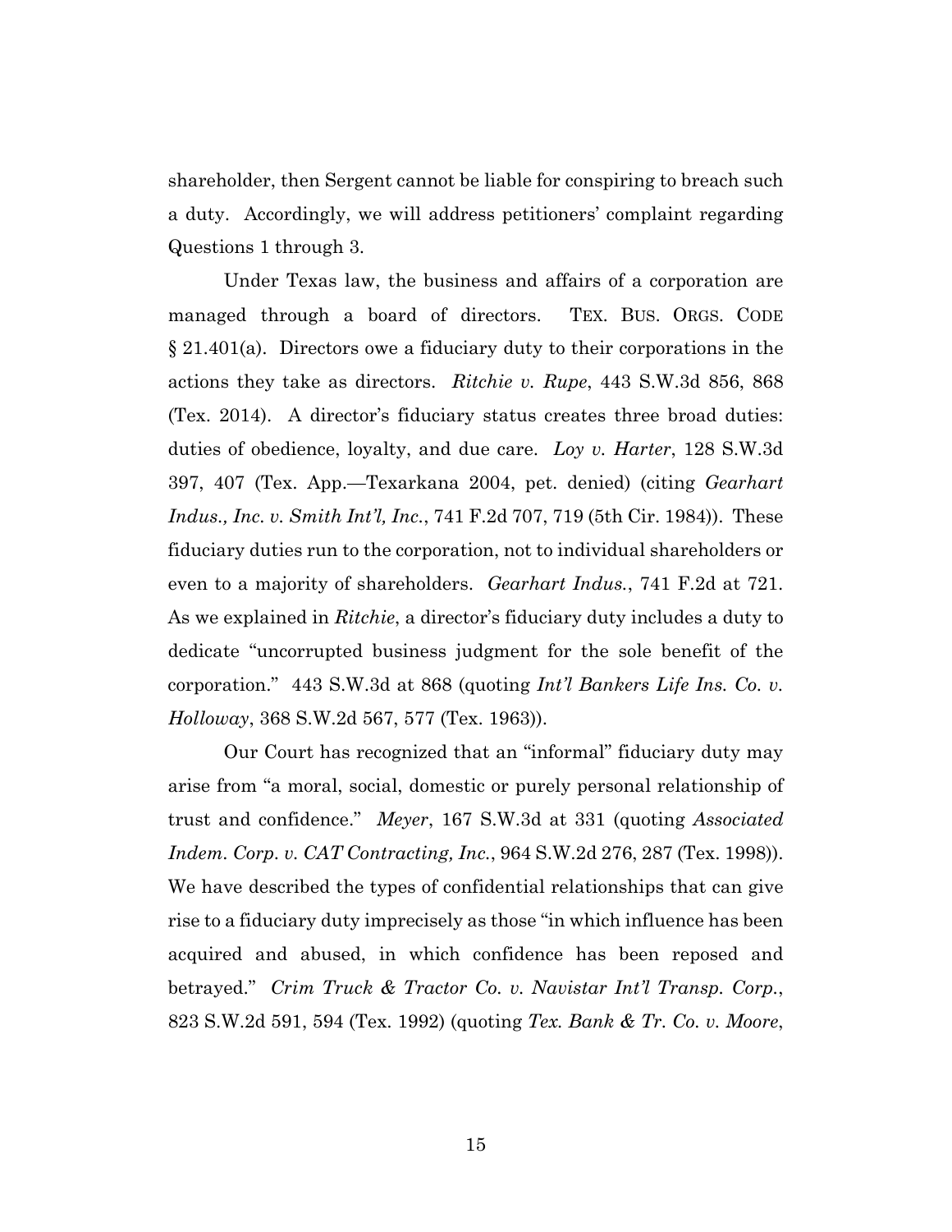shareholder, then Sergent cannot be liable for conspiring to breach such a duty. Accordingly, we will address petitioners' complaint regarding Questions 1 through 3.

Under Texas law, the business and affairs of a corporation are managed through a board of directors. TEX. BUS. ORGS. CODE § 21.401(a). Directors owe a fiduciary duty to their corporations in the actions they take as directors. *Ritchie v. Rupe*, 443 S.W.3d 856, 868 (Tex. 2014). A director's fiduciary status creates three broad duties: duties of obedience, loyalty, and due care. *Loy v. Harter*, 128 S.W.3d 397, 407 (Tex. App.—Texarkana 2004, pet. denied) (citing *Gearhart Indus., Inc. v. Smith Int'l, Inc.*, 741 F.2d 707, 719 (5th Cir. 1984)). These fiduciary duties run to the corporation, not to individual shareholders or even to a majority of shareholders. *Gearhart Indus.*, 741 F.2d at 721. As we explained in *Ritchie*, a director's fiduciary duty includes a duty to dedicate "uncorrupted business judgment for the sole benefit of the corporation." 443 S.W.3d at 868 (quoting *Int'l Bankers Life Ins. Co. v. Holloway*, 368 S.W.2d 567, 577 (Tex. 1963)).

Our Court has recognized that an "informal" fiduciary duty may arise from "a moral, social, domestic or purely personal relationship of trust and confidence." *Meyer*, 167 S.W.3d at 331 (quoting *Associated Indem. Corp. v. CAT Contracting, Inc.*, 964 S.W.2d 276, 287 (Tex. 1998)). We have described the types of confidential relationships that can give rise to a fiduciary duty imprecisely as those "in which influence has been acquired and abused, in which confidence has been reposed and betrayed." *Crim Truck & Tractor Co. v. Navistar Int'l Transp. Corp.*, 823 S.W.2d 591, 594 (Tex. 1992) (quoting *Tex. Bank & Tr. Co. v. Moore*,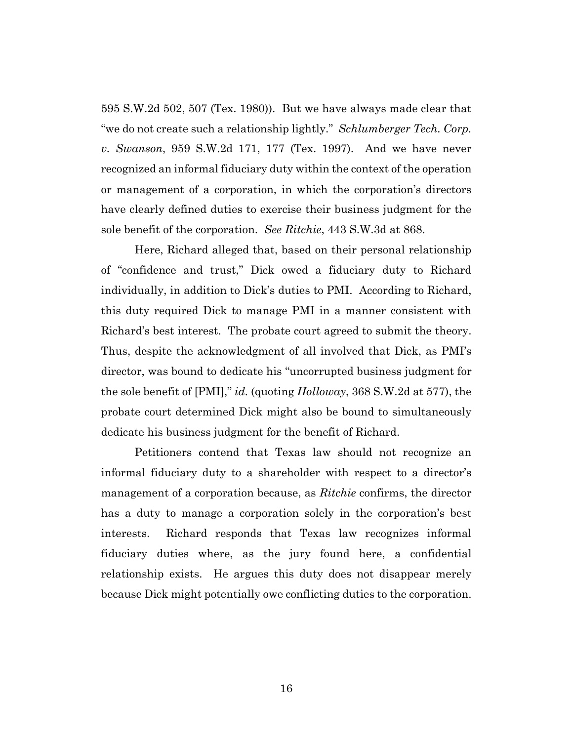595 S.W.2d 502, 507 (Tex. 1980)). But we have always made clear that "we do not create such a relationship lightly." *Schlumberger Tech. Corp. v. Swanson*, 959 S.W.2d 171, 177 (Tex. 1997). And we have never recognized an informal fiduciary duty within the context of the operation or management of a corporation, in which the corporation's directors have clearly defined duties to exercise their business judgment for the sole benefit of the corporation. *See Ritchie*, 443 S.W.3d at 868.

Here, Richard alleged that, based on their personal relationship of "confidence and trust," Dick owed a fiduciary duty to Richard individually, in addition to Dick's duties to PMI. According to Richard, this duty required Dick to manage PMI in a manner consistent with Richard's best interest. The probate court agreed to submit the theory. Thus, despite the acknowledgment of all involved that Dick, as PMI's director, was bound to dedicate his "uncorrupted business judgment for the sole benefit of [PMI]," *id.* (quoting *Holloway*, 368 S.W.2d at 577), the probate court determined Dick might also be bound to simultaneously dedicate his business judgment for the benefit of Richard.

Petitioners contend that Texas law should not recognize an informal fiduciary duty to a shareholder with respect to a director's management of a corporation because, as *Ritchie* confirms, the director has a duty to manage a corporation solely in the corporation's best interests. Richard responds that Texas law recognizes informal fiduciary duties where, as the jury found here, a confidential relationship exists. He argues this duty does not disappear merely because Dick might potentially owe conflicting duties to the corporation.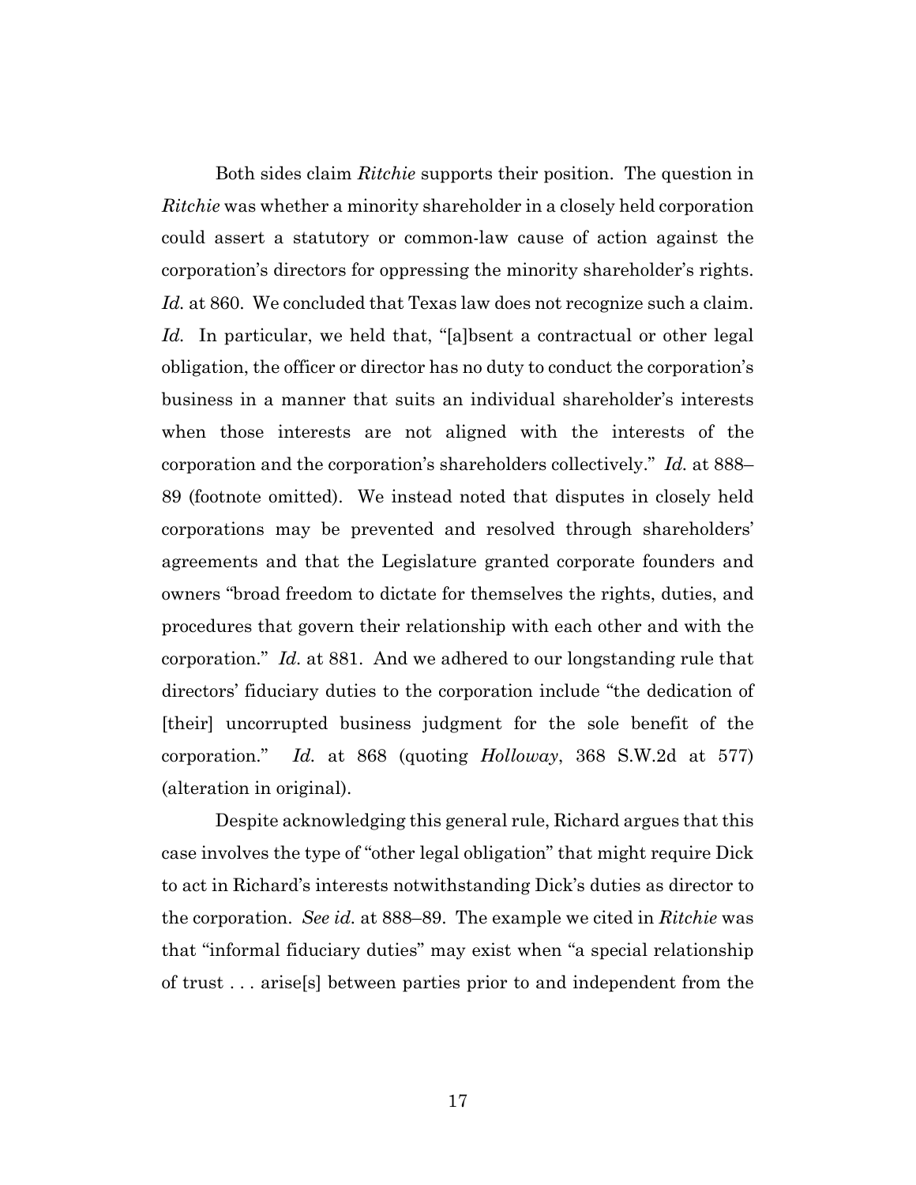Both sides claim *Ritchie* supports their position. The question in *Ritchie* was whether a minority shareholder in a closely held corporation could assert a statutory or common-law cause of action against the corporation's directors for oppressing the minority shareholder's rights. *Id.* at 860. We concluded that Texas law does not recognize such a claim. *Id.* In particular, we held that, "[a]bsent a contractual or other legal obligation, the officer or director has no duty to conduct the corporation's business in a manner that suits an individual shareholder's interests when those interests are not aligned with the interests of the corporation and the corporation's shareholders collectively." *Id.* at 888–89 (footnote omitted). We instead noted that disputes in closely held corporations may be prevented and resolved through shareholders' agreements and that the Legislature granted corporate founders and owners "broad freedom to dictate for themselves the rights, duties, and procedures that govern their relationship with each other and with the corporation." *Id.* at 881. And we adhered to our longstanding rule that directors' fiduciary duties to the corporation include "the dedication of [their] uncorrupted business judgment for the sole benefit of the corporation." *Id.* at 868 (quoting *Holloway*, 368 S.W.2d at 577) (alteration in original).

Despite acknowledging this general rule, Richard argues that this case involves the type of "other legal obligation" that might require Dick to act in Richard's interests notwithstanding Dick's duties as director to the corporation. *See id.* at 888–89. The example we cited in *Ritchie* was that "informal fiduciary duties" may exist when "a special relationship of trust . . . arise[s] between parties prior to and independent from the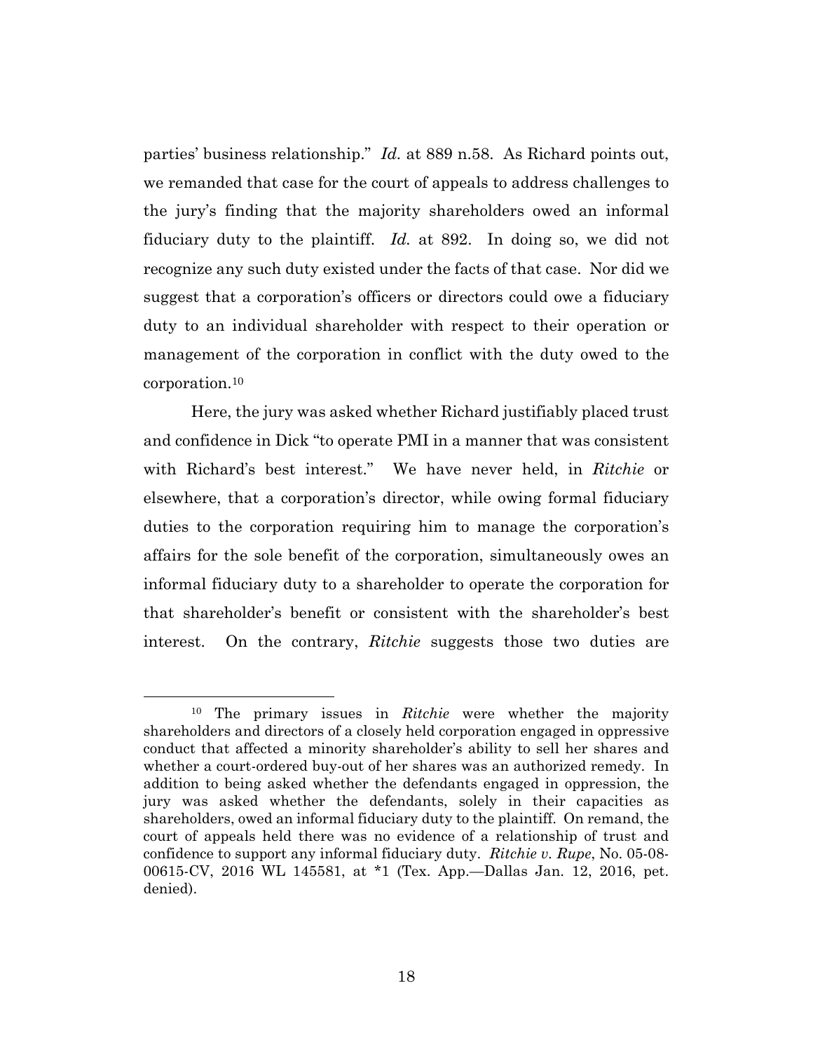parties' business relationship." *Id.* at 889 n.58. As Richard points out, we remanded that case for the court of appeals to address challenges to the jury's finding that the majority shareholders owed an informal fiduciary duty to the plaintiff. *Id.* at 892. In doing so, we did not recognize any such duty existed under the facts of that case. Nor did we suggest that a corporation's officers or directors could owe a fiduciary duty to an individual shareholder with respect to their operation or management of the corporation in conflict with the duty owed to the corporation.[10]

Here, the jury was asked whether Richard justifiably placed trust and confidence in Dick "to operate PMI in a manner that was consistent with Richard's best interest." We have never held, in *Ritchie* or elsewhere, that a corporation's director, while owing formal fiduciary duties to the corporation requiring him to manage the corporation's affairs for the sole benefit of the corporation, simultaneously owes an informal fiduciary duty to a shareholder to operate the corporation for that shareholder's benefit or consistent with the shareholder's best interest. On the contrary, *Ritchie* suggests those two duties are

---

[10] The primary issues in *Ritchie* were whether the majority shareholders and directors of a closely held corporation engaged in oppressive conduct that affected a minority shareholder's ability to sell her shares and whether a court-ordered buy-out of her shares was an authorized remedy. In addition to being asked whether the defendants engaged in oppression, the jury was asked whether the defendants, solely in their capacities as shareholders, owed an informal fiduciary duty to the plaintiff. On remand, the court of appeals held there was no evidence of a relationship of trust and confidence to support any informal fiduciary duty. *Ritchie v. Rupe*, No. 05-08-00615-CV, 2016 WL 145581, at *1 (Tex. App.—Dallas Jan. 12, 2016, pet. denied).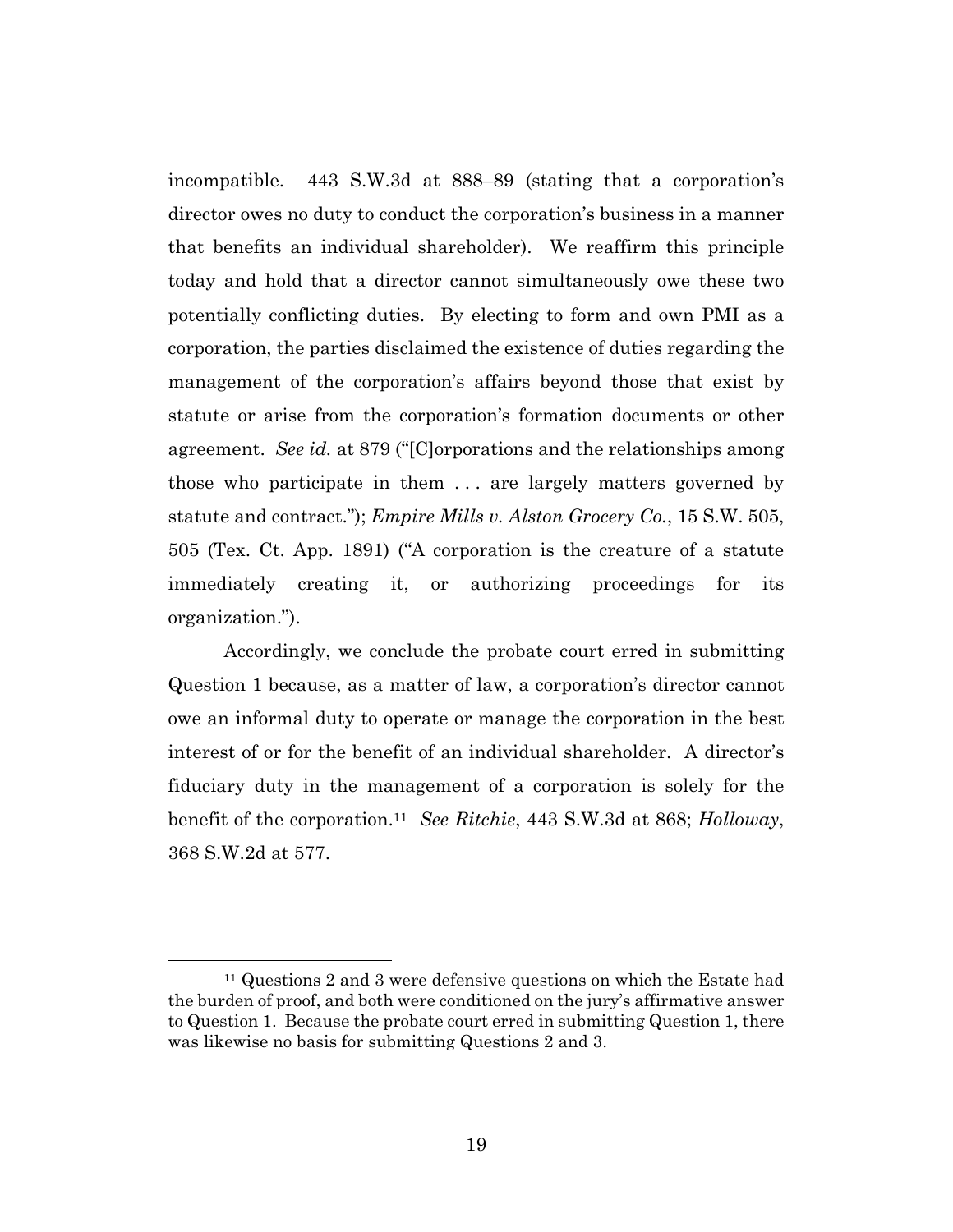incompatible. 443 S.W.3d at 888–89 (stating that a corporation's director owes no duty to conduct the corporation's business in a manner that benefits an individual shareholder). We reaffirm this principle today and hold that a director cannot simultaneously owe these two potentially conflicting duties. By electing to form and own PMI as a corporation, the parties disclaimed the existence of duties regarding the management of the corporation's affairs beyond those that exist by statute or arise from the corporation's formation documents or other agreement. *See id.* at 879 ("[C]orporations and the relationships among those who participate in them . . . are largely matters governed by statute and contract."); *Empire Mills v. Alston Grocery Co.*, 15 S.W. 505, 505 (Tex. Ct. App. 1891) ("A corporation is the creature of a statute immediately creating it, or authorizing proceedings for its organization.").

Accordingly, we conclude the probate court erred in submitting Question 1 because, as a matter of law, a corporation's director cannot owe an informal duty to operate or manage the corporation in the best interest of or for the benefit of an individual shareholder. A director's fiduciary duty in the management of a corporation is solely for the benefit of the corporation.[11] *See Ritchie*, 443 S.W.3d at 868; *Holloway*, 368 S.W.2d at 577.

---

[11] Questions 2 and 3 were defensive questions on which the Estate had the burden of proof, and both were conditioned on the jury's affirmative answer to Question 1. Because the probate court erred in submitting Question 1, there was likewise no basis for submitting Questions 2 and 3.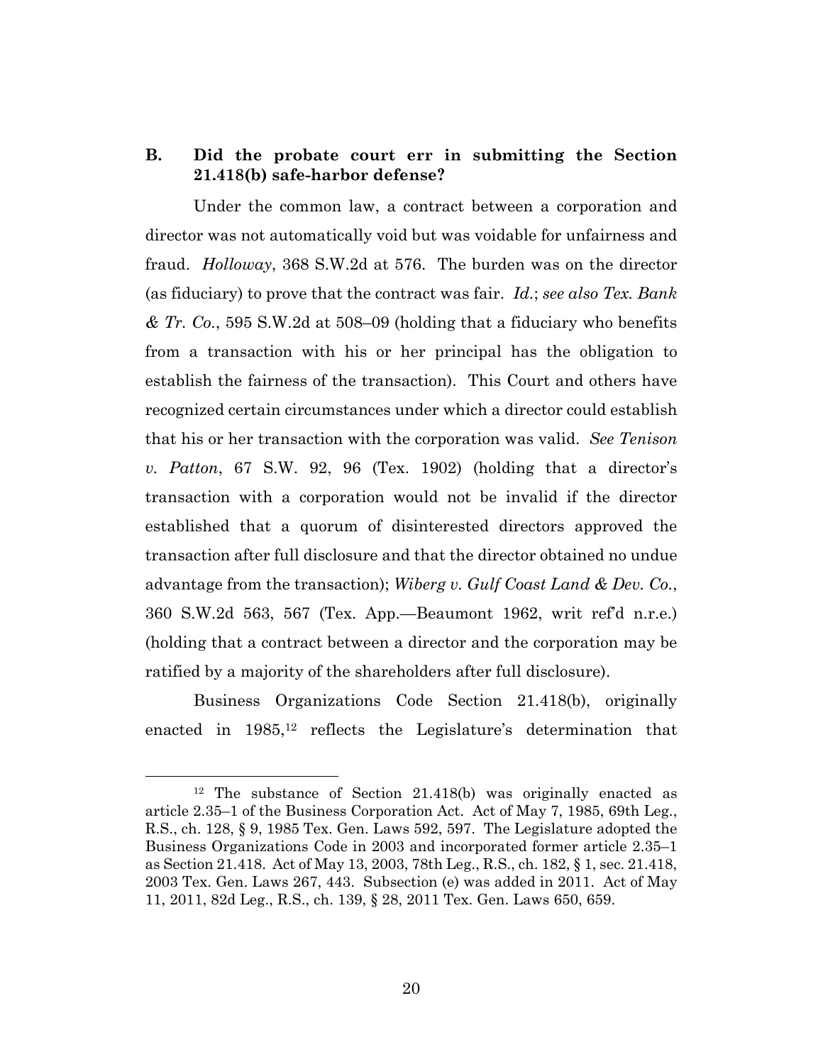## B. Did the probate court err in submitting the Section 21.418(b) safe-harbor defense?

Under the common law, a contract between a corporation and director was not automatically void but was voidable for unfairness and fraud. *Holloway*, 368 S.W.2d at 576. The burden was on the director (as fiduciary) to prove that the contract was fair. *Id.*; *see also Tex. Bank & Tr. Co.*, 595 S.W.2d at 508–09 (holding that a fiduciary who benefits from a transaction with his or her principal has the obligation to establish the fairness of the transaction). This Court and others have recognized certain circumstances under which a director could establish that his or her transaction with the corporation was valid. *See Tenison v. Patton*, 67 S.W. 92, 96 (Tex. 1902) (holding that a director's transaction with a corporation would not be invalid if the director established that a quorum of disinterested directors approved the transaction after full disclosure and that the director obtained no undue advantage from the transaction); *Wiberg v. Gulf Coast Land & Dev. Co.*, 360 S.W.2d 563, 567 (Tex. App.—Beaumont 1962, writ ref'd n.r.e.) (holding that a contract between a director and the corporation may be ratified by a majority of the shareholders after full disclosure).

Business Organizations Code Section 21.418(b), originally enacted in 1985,[12] reflects the Legislature's determination that

---

[12] The substance of Section 21.418(b) was originally enacted as article 2.35–1 of the Business Corporation Act. Act of May 7, 1985, 69th Leg., R.S., ch. 128, § 9, 1985 Tex. Gen. Laws 592, 597. The Legislature adopted the Business Organizations Code in 2003 and incorporated former article 2.35–1 as Section 21.418. Act of May 13, 2003, 78th Leg., R.S., ch. 182, § 1, sec. 21.418, 2003 Tex. Gen. Laws 267, 443. Subsection (e) was added in 2011. Act of May 11, 2011, 82d Leg., R.S., ch. 139, § 28, 2011 Tex. Gen. Laws 650, 659.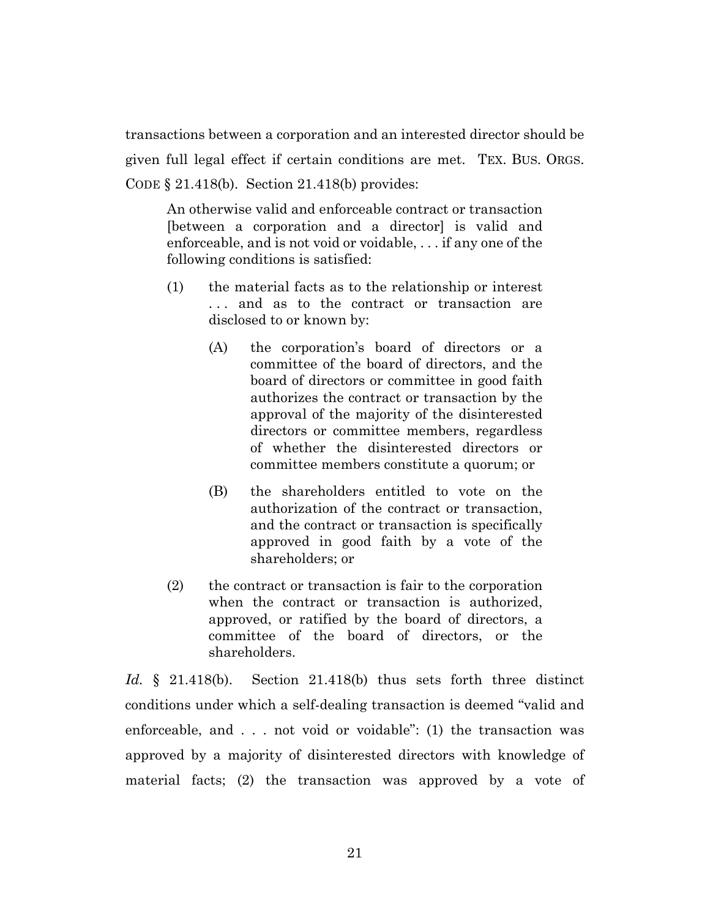transactions between a corporation and an interested director should be given full legal effect if certain conditions are met. TEX. BUS. ORGS. CODE § 21.418(b). Section 21.418(b) provides:

> An otherwise valid and enforceable contract or transaction [between a corporation and a director] is valid and enforceable, and is not void or voidable, . . . if any one of the following conditions is satisfied:
>
> (1) the material facts as to the relationship or interest . . . and as to the contract or transaction are disclosed to or known by:
>
> (A) the corporation's board of directors or a committee of the board of directors, and the board of directors or committee in good faith authorizes the contract or transaction by the approval of the majority of the disinterested directors or committee members, regardless of whether the disinterested directors or committee members constitute a quorum; or
>
> (B) the shareholders entitled to vote on the authorization of the contract or transaction, and the contract or transaction is specifically approved in good faith by a vote of the shareholders; or
>
> (2) the contract or transaction is fair to the corporation when the contract or transaction is authorized, approved, or ratified by the board of directors, a committee of the board of directors, or the shareholders.

*Id.* § 21.418(b). Section 21.418(b) thus sets forth three distinct conditions under which a self-dealing transaction is deemed "valid and enforceable, and . . . not void or voidable": (1) the transaction was approved by a majority of disinterested directors with knowledge of material facts; (2) the transaction was approved by a vote of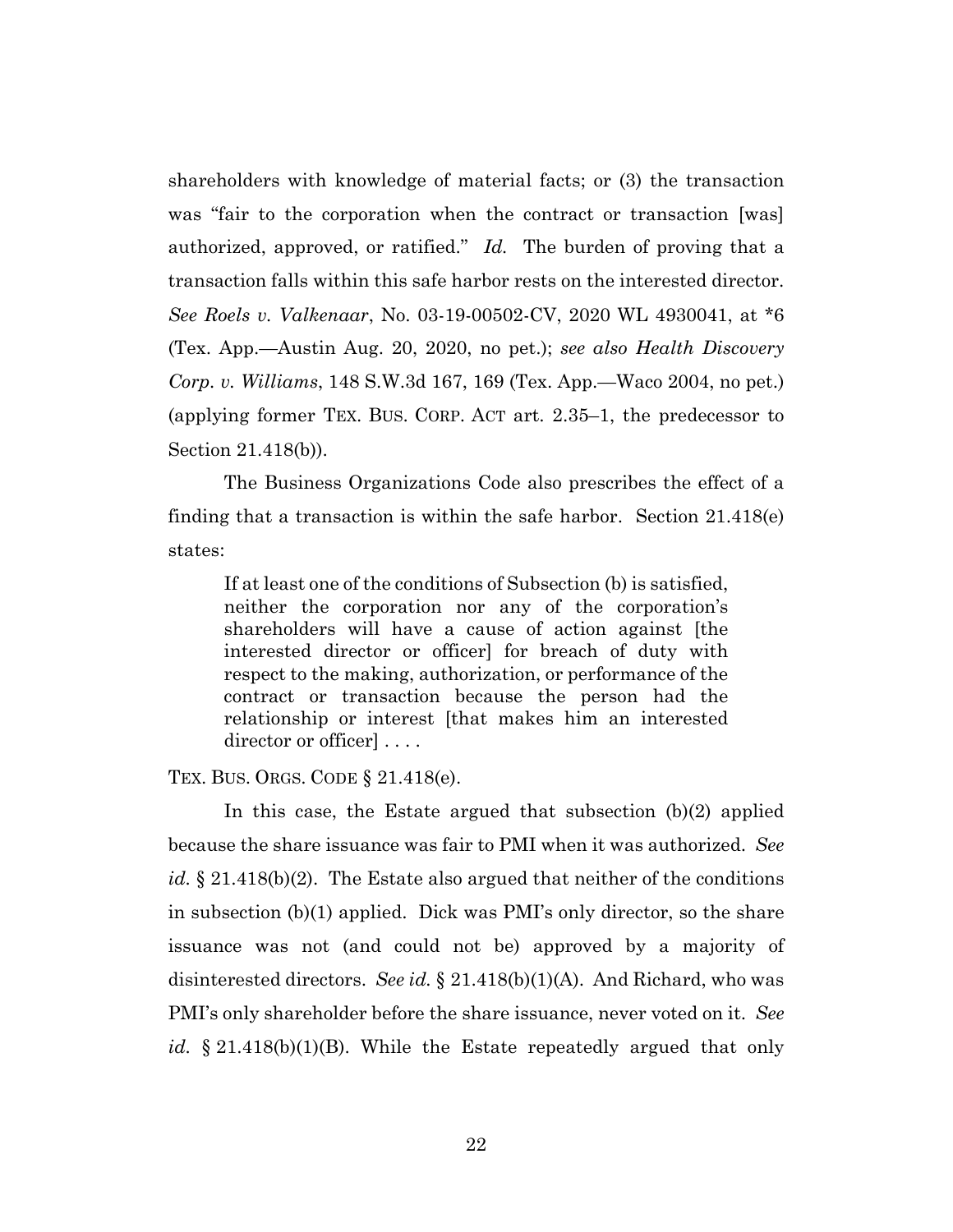shareholders with knowledge of material facts; or (3) the transaction was "fair to the corporation when the contract or transaction [was] authorized, approved, or ratified." *Id.* The burden of proving that a transaction falls within this safe harbor rests on the interested director. *See Roels v. Valkenaar*, No. 03-19-00502-CV, 2020 WL 4930041, at *6 (Tex. App.—Austin Aug. 20, 2020, no pet.); *see also Health Discovery Corp. v. Williams*, 148 S.W.3d 167, 169 (Tex. App.—Waco 2004, no pet.) (applying former TEX. BUS. CORP. ACT art. 2.35–1, the predecessor to Section 21.418(b)).

The Business Organizations Code also prescribes the effect of a finding that a transaction is within the safe harbor. Section 21.418(e) states:

> If at least one of the conditions of Subsection (b) is satisfied, neither the corporation nor any of the corporation's shareholders will have a cause of action against [the interested director or officer] for breach of duty with respect to the making, authorization, or performance of the contract or transaction because the person had the relationship or interest [that makes him an interested director or officer] . . . .

TEX. BUS. ORGS. CODE § 21.418(e).

In this case, the Estate argued that subsection (b)(2) applied because the share issuance was fair to PMI when it was authorized. *See id.* § 21.418(b)(2). The Estate also argued that neither of the conditions in subsection (b)(1) applied. Dick was PMI's only director, so the share issuance was not (and could not be) approved by a majority of disinterested directors. *See id.* § 21.418(b)(1)(A). And Richard, who was PMI's only shareholder before the share issuance, never voted on it. *See id.* § 21.418(b)(1)(B). While the Estate repeatedly argued that only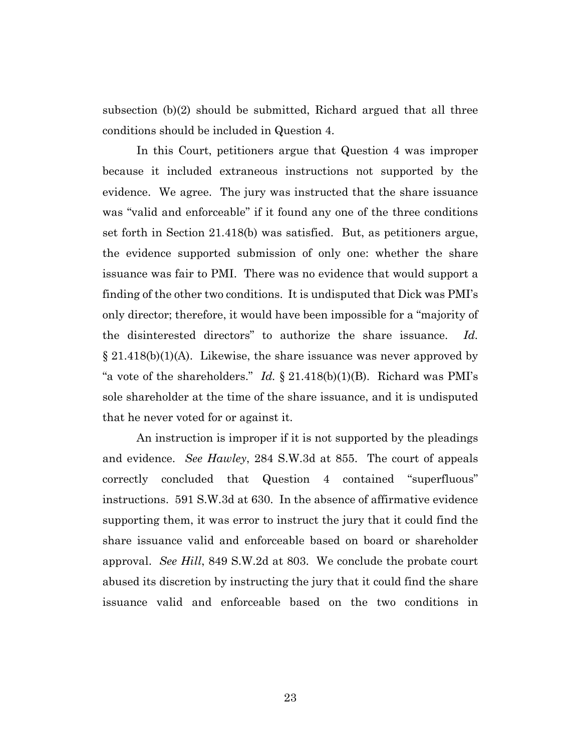subsection (b)(2) should be submitted, Richard argued that all three conditions should be included in Question 4.

In this Court, petitioners argue that Question 4 was improper because it included extraneous instructions not supported by the evidence. We agree. The jury was instructed that the share issuance was "valid and enforceable" if it found any one of the three conditions set forth in Section 21.418(b) was satisfied. But, as petitioners argue, the evidence supported submission of only one: whether the share issuance was fair to PMI. There was no evidence that would support a finding of the other two conditions. It is undisputed that Dick was PMI's only director; therefore, it would have been impossible for a "majority of the disinterested directors" to authorize the share issuance. *Id.* § 21.418(b)(1)(A). Likewise, the share issuance was never approved by "a vote of the shareholders." *Id.* § 21.418(b)(1)(B). Richard was PMI's sole shareholder at the time of the share issuance, and it is undisputed that he never voted for or against it.

An instruction is improper if it is not supported by the pleadings and evidence. *See Hawley*, 284 S.W.3d at 855. The court of appeals correctly concluded that Question 4 contained "superfluous" instructions. 591 S.W.3d at 630. In the absence of affirmative evidence supporting them, it was error to instruct the jury that it could find the share issuance valid and enforceable based on board or shareholder approval. *See Hill*, 849 S.W.2d at 803. We conclude the probate court abused its discretion by instructing the jury that it could find the share issuance valid and enforceable based on the two conditions in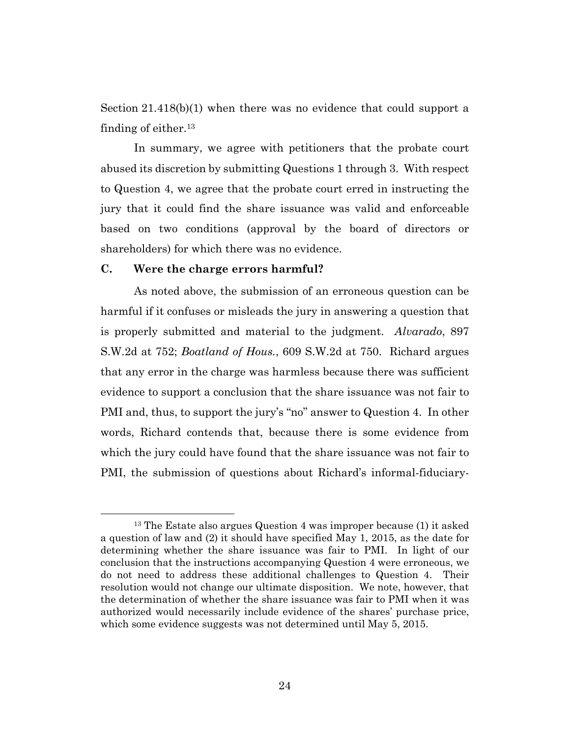Section 21.418(b)(1) when there was no evidence that could support a finding of either.[13]

In summary, we agree with petitioners that the probate court abused its discretion by submitting Questions 1 through 3. With respect to Question 4, we agree that the probate court erred in instructing the jury that it could find the share issuance was valid and enforceable based on two conditions (approval by the board of directors or shareholders) for which there was no evidence.

### C. Were the charge errors harmful?

As noted above, the submission of an erroneous question can be harmful if it confuses or misleads the jury in answering a question that is properly submitted and material to the judgment. *Alvarado*, 897 S.W.2d at 752; *Boatland of Hous.*, 609 S.W.2d at 750. Richard argues that any error in the charge was harmless because there was sufficient evidence to support a conclusion that the share issuance was not fair to PMI and, thus, to support the jury's "no" answer to Question 4. In other words, Richard contends that, because there is some evidence from which the jury could have found that the share issuance was not fair to PMI, the submission of questions about Richard's informal-fiduciary-

---

[13] The Estate also argues Question 4 was improper because (1) it asked a question of law and (2) it should have specified May 1, 2015, as the date for determining whether the share issuance was fair to PMI. In light of our conclusion that the instructions accompanying Question 4 were erroneous, we do not need to address these additional challenges to Question 4. Their resolution would not change our ultimate disposition. We note, however, that the determination of whether the share issuance was fair to PMI when it was authorized would necessarily include evidence of the shares' purchase price, which some evidence suggests was not determined until May 5, 2015.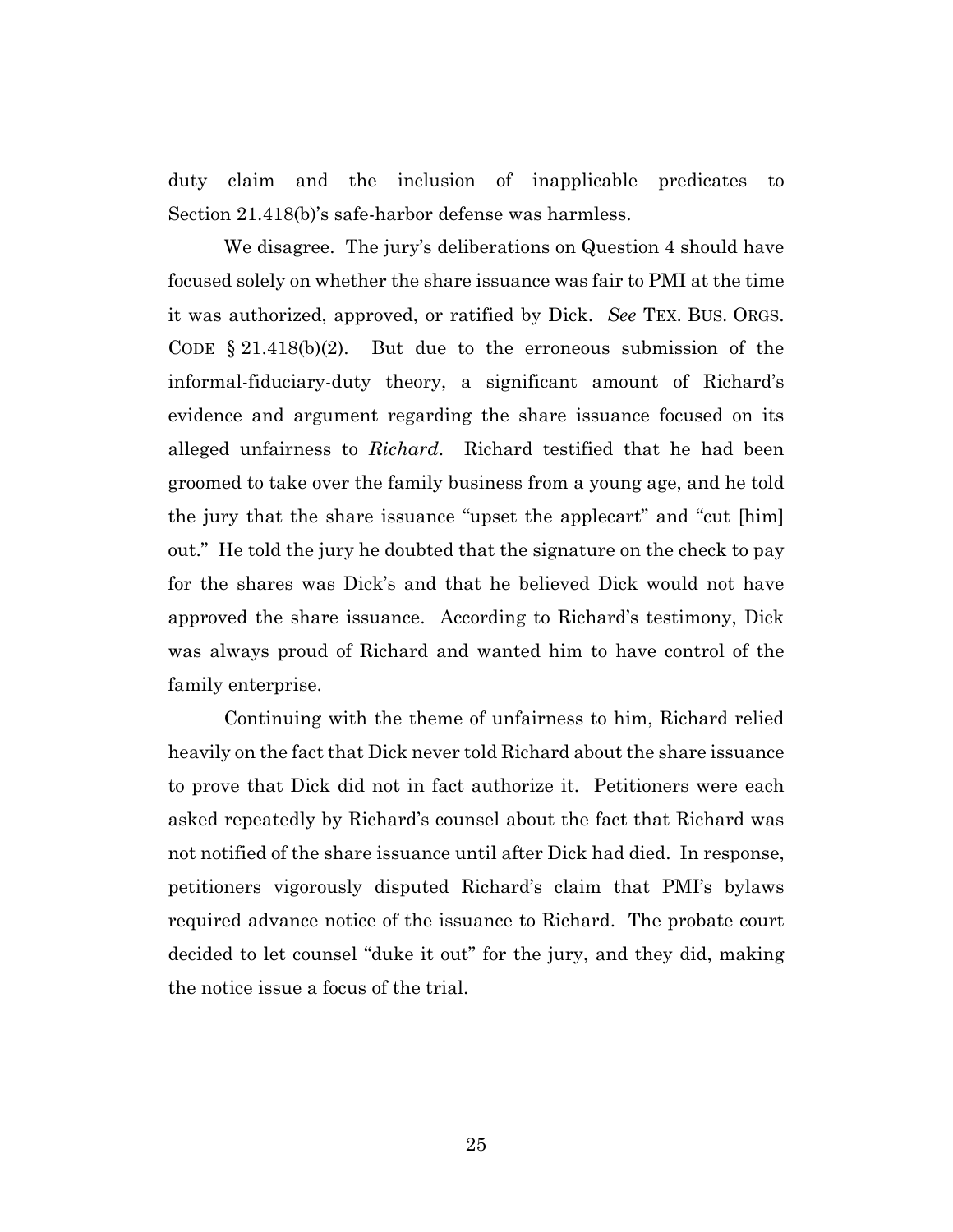duty claim and the inclusion of inapplicable predicates to Section 21.418(b)'s safe-harbor defense was harmless.

We disagree. The jury's deliberations on Question 4 should have focused solely on whether the share issuance was fair to PMI at the time it was authorized, approved, or ratified by Dick. *See* TEX. BUS. ORGS. CODE § 21.418(b)(2). But due to the erroneous submission of the informal-fiduciary-duty theory, a significant amount of Richard's evidence and argument regarding the share issuance focused on its alleged unfairness to *Richard*. Richard testified that he had been groomed to take over the family business from a young age, and he told the jury that the share issuance "upset the applecart" and "cut [him] out." He told the jury he doubted that the signature on the check to pay for the shares was Dick's and that he believed Dick would not have approved the share issuance. According to Richard's testimony, Dick was always proud of Richard and wanted him to have control of the family enterprise.

Continuing with the theme of unfairness to him, Richard relied heavily on the fact that Dick never told Richard about the share issuance to prove that Dick did not in fact authorize it. Petitioners were each asked repeatedly by Richard's counsel about the fact that Richard was not notified of the share issuance until after Dick had died. In response, petitioners vigorously disputed Richard's claim that PMI's bylaws required advance notice of the issuance to Richard. The probate court decided to let counsel "duke it out" for the jury, and they did, making the notice issue a focus of the trial.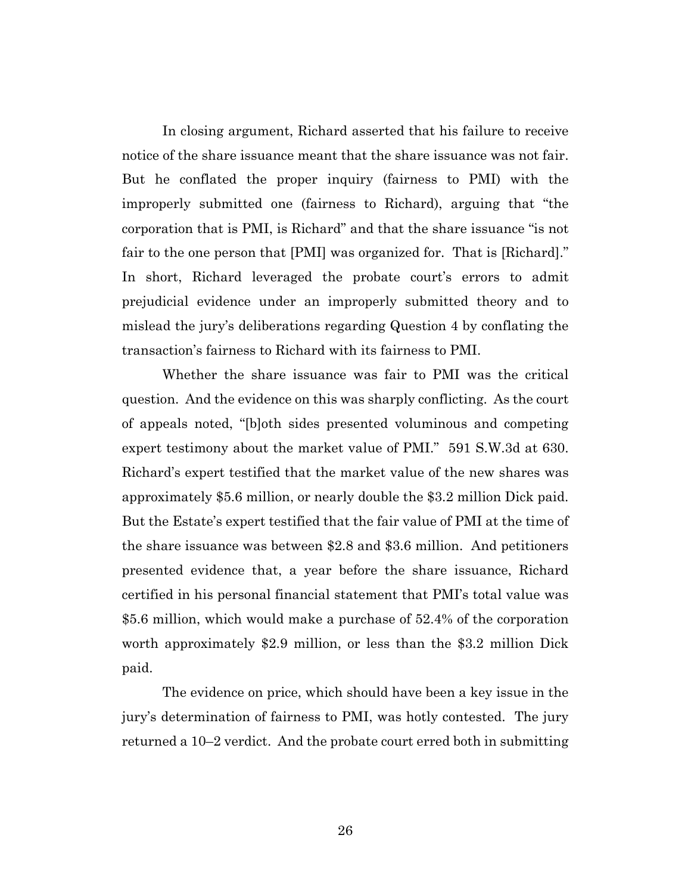In closing argument, Richard asserted that his failure to receive notice of the share issuance meant that the share issuance was not fair. But he conflated the proper inquiry (fairness to PMI) with the improperly submitted one (fairness to Richard), arguing that "the corporation that is PMI, is Richard" and that the share issuance "is not fair to the one person that [PMI] was organized for. That is [Richard]." In short, Richard leveraged the probate court's errors to admit prejudicial evidence under an improperly submitted theory and to mislead the jury's deliberations regarding Question 4 by conflating the transaction's fairness to Richard with its fairness to PMI.

Whether the share issuance was fair to PMI was the critical question. And the evidence on this was sharply conflicting. As the court of appeals noted, "[b]oth sides presented voluminous and competing expert testimony about the market value of PMI." 591 S.W.3d at 630. Richard's expert testified that the market value of the new shares was approximately $5.6 million, or nearly double the $3.2 million Dick paid. But the Estate's expert testified that the fair value of PMI at the time of the share issuance was between $2.8 and $3.6 million. And petitioners presented evidence that, a year before the share issuance, Richard certified in his personal financial statement that PMI's total value was $5.6 million, which would make a purchase of 52.4% of the corporation worth approximately $2.9 million, or less than the $3.2 million Dick paid.

The evidence on price, which should have been a key issue in the jury's determination of fairness to PMI, was hotly contested. The jury returned a 10–2 verdict. And the probate court erred both in submitting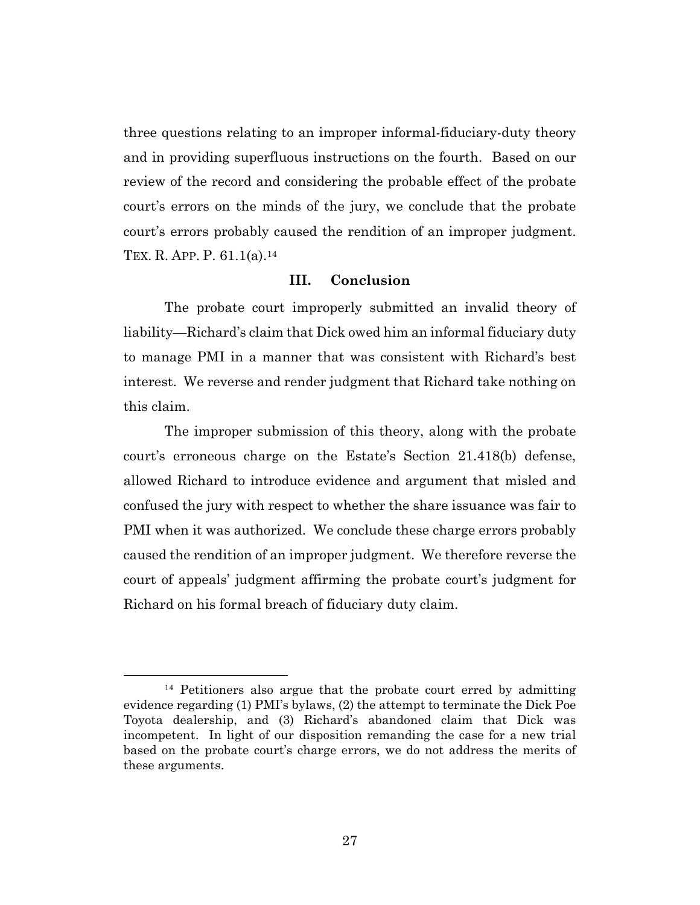three questions relating to an improper informal-fiduciary-duty theory and in providing superfluous instructions on the fourth. Based on our review of the record and considering the probable effect of the probate court's errors on the minds of the jury, we conclude that the probate court's errors probably caused the rendition of an improper judgment. TEX. R. APP. P. 61.1(a).[14]

### III. Conclusion

The probate court improperly submitted an invalid theory of liability—Richard's claim that Dick owed him an informal fiduciary duty to manage PMI in a manner that was consistent with Richard's best interest. We reverse and render judgment that Richard take nothing on this claim.

The improper submission of this theory, along with the probate court's erroneous charge on the Estate's Section 21.418(b) defense, allowed Richard to introduce evidence and argument that misled and confused the jury with respect to whether the share issuance was fair to PMI when it was authorized. We conclude these charge errors probably caused the rendition of an improper judgment. We therefore reverse the court of appeals' judgment affirming the probate court's judgment for Richard on his formal breach of fiduciary duty claim.

---

[14] Petitioners also argue that the probate court erred by admitting evidence regarding (1) PMI's bylaws, (2) the attempt to terminate the Dick Poe Toyota dealership, and (3) Richard's abandoned claim that Dick was incompetent. In light of our disposition remanding the case for a new trial based on the probate court's charge errors, we do not address the merits of these arguments.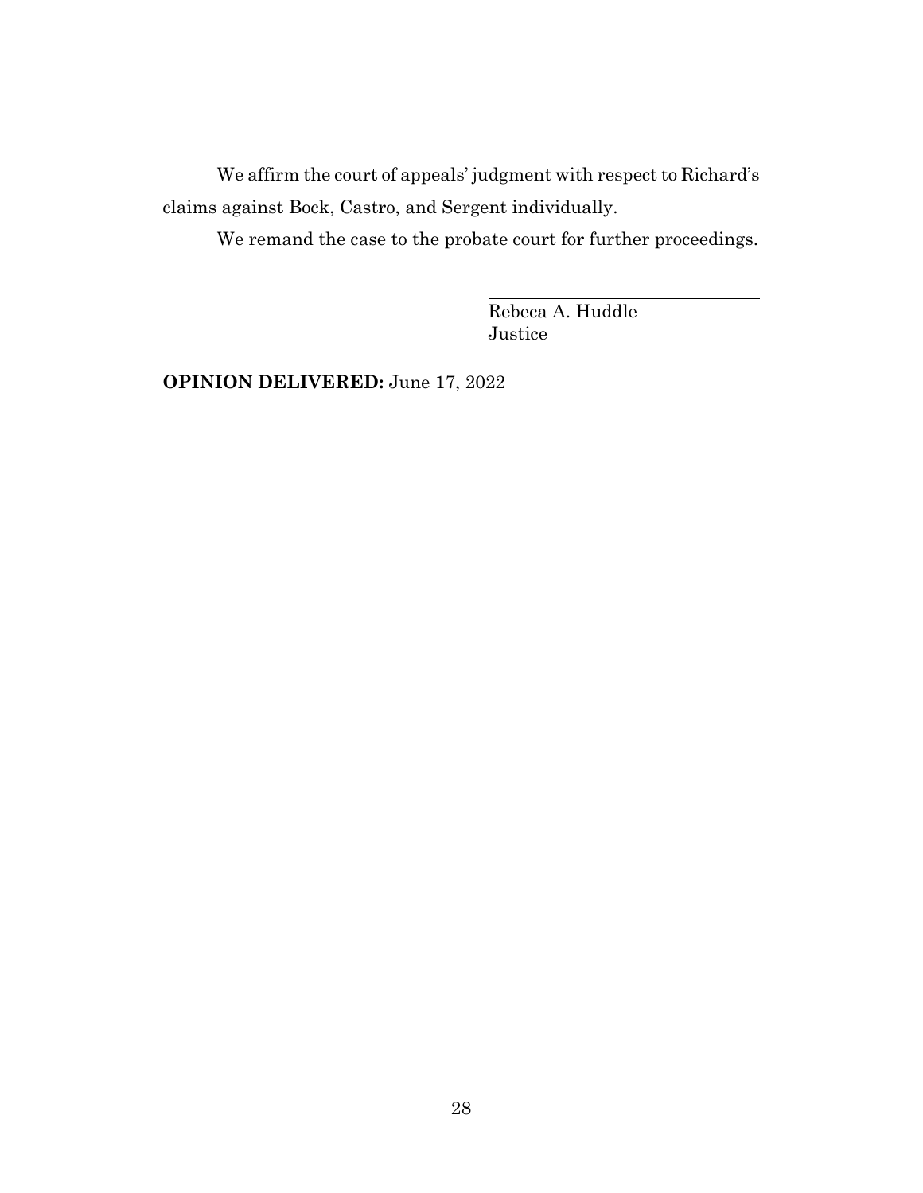We affirm the court of appeals' judgment with respect to Richard's claims against Bock, Castro, and Sergent individually.

We remand the case to the probate court for further proceedings.

Rebeca A. Huddle
Justice

**OPINION DELIVERED:** June 17, 2022